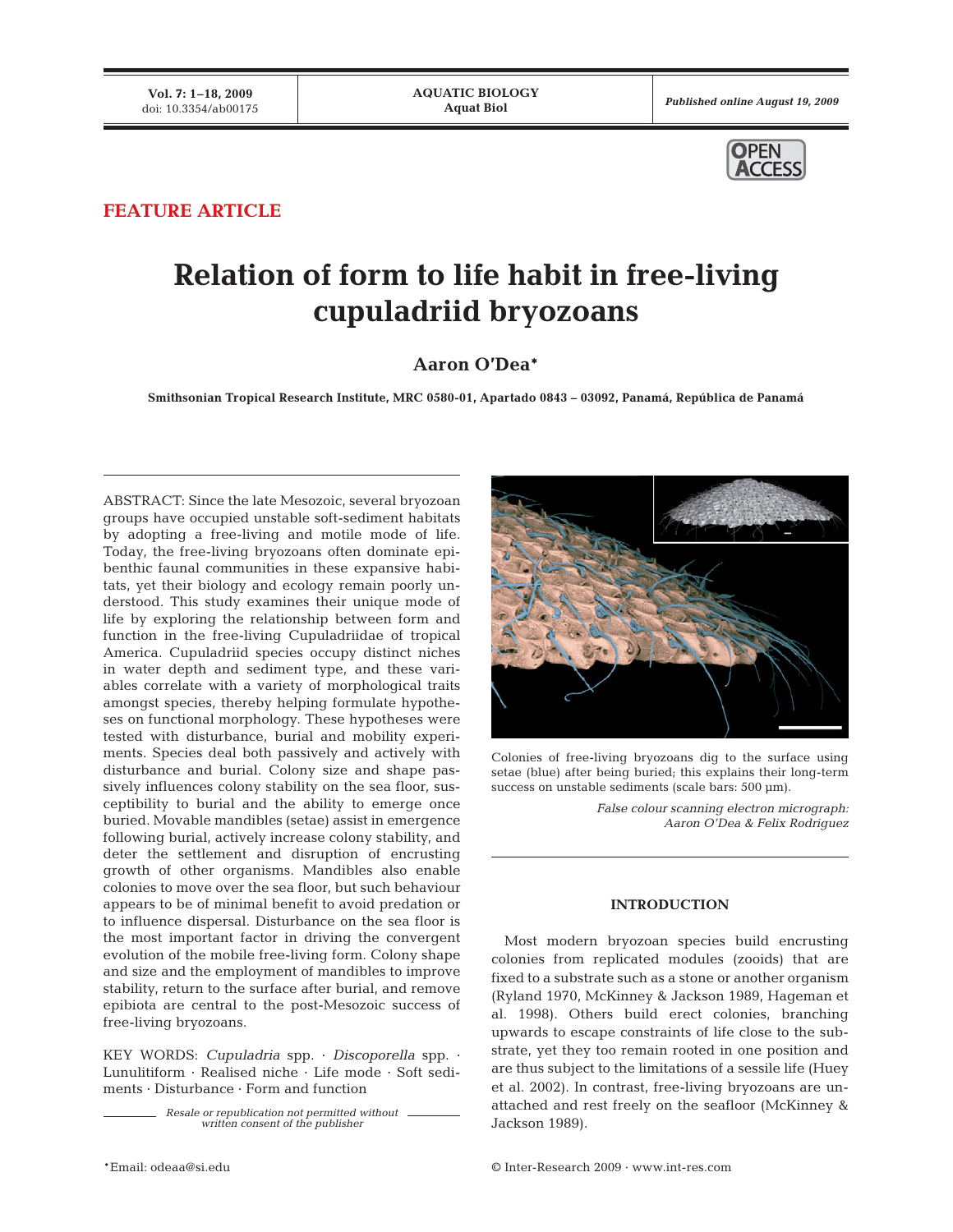FEATURE ARTICLE

# Relation of form to life habit in free-living cupuladriid bryozoans

**Aaron O'Dea***

**Smithsonian Tropical Research Institute, MRC 0580-01, Apartado 0843 – 03092, Panamá, República de Panamá**

ABSTRACT: Since the late Mesozoic, several bryozoan groups have occupied unstable soft-sediment habitats by adopting a free-living and motile mode of life. Today, the free-living bryozoans often dominate epibenthic faunal communities in these expansive habitats, yet their biology and ecology remain poorly understood. This study examines their unique mode of life by exploring the relationship between form and function in the free-living Cupuladriidae of tropical America. Cupuladriid species occupy distinct niches in water depth and sediment type, and these variables correlate with a variety of morphological traits amongst species, thereby helping formulate hypotheses on functional morphology. These hypotheses were tested with disturbance, burial and mobility experiments. Species deal both passively and actively with disturbance and burial. Colony size and shape passively influences colony stability on the sea floor, susceptibility to burial and the ability to emerge once buried. Movable mandibles (setae) assist in emergence following burial, actively increase colony stability, and deter the settlement and disruption of encrusting growth of other organisms. Mandibles also enable colonies to move over the sea floor, but such behaviour appears to be of minimal benefit to avoid predation or to influence dispersal. Disturbance on the sea floor is the most important factor in driving the convergent evolution of the mobile free-living form. Colony shape and size and the employment of mandibles to improve stability, return to the surface after burial, and remove epibiota are central to the post-Mesozoic success of free-living bryozoans.

KEY WORDS: *Cupuladria* spp. · *Discoporella* spp. · Lunulitiform · Realised niche · Life mode · Soft sediments · Disturbance · Form and function

*Resale or republication not permitted without written consent of the publisher*

Colonies of free-living bryozoans dig to the surface using setae (blue) after being buried; this explains their long-term success on unstable sediments (scale bars: 500 µm).

*False colour scanning electron micrograph: Aaron O'Dea & Felix Rodriguez*

## INTRODUCTION

Most modern bryozoan species build encrusting colonies from replicated modules (zooids) that are fixed to a substrate such as a stone or another organism (Ryland 1970, McKinney & Jackson 1989, Hageman et al. 1998). Others build erect colonies, branching upwards to escape constraints of life close to the substrate, yet they too remain rooted in one position and are thus subject to the limitations of a sessile life (Huey et al. 2002). In contrast, free-living bryozoans are unattached and rest freely on the seafloor (McKinney & Jackson 1989).

*Email: odeaa@si.edu

© Inter-Research 2009 · www.int-res.com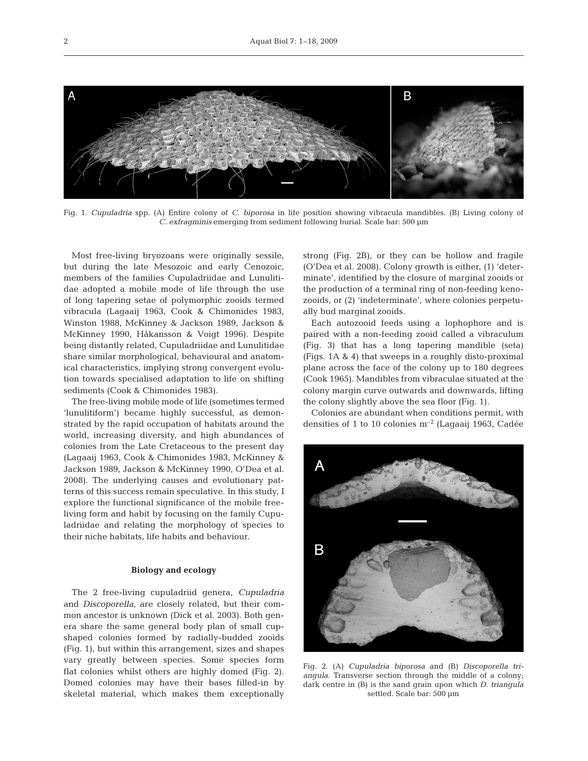Fig. 1. *Cupuladria* spp. (A) Entire colony of *C. biporosa* in life position showing vibracula mandibles. (B) Living colony of *C. exfragminis* emerging from sediment following burial. Scale bar: 500 µm

Most free-living bryozoans were originally sessile, but during the late Mesozoic and early Cenozoic, members of the families Cupuladriidae and Lunulitidae adopted a mobile mode of life through the use of long tapering setae of polymorphic zooids termed vibracula (Lagaaij 1963, Cook & Chimonides 1983, Winston 1988, McKinney & Jackson 1989, Jackson & McKinney 1990, Håkansson & Voigt 1996). Despite being distantly related, Cupuladriidae and Lunulitidae share similar morphological, behavioural and anatomical characteristics, implying strong convergent evolution towards specialised adaptation to life on shifting sediments (Cook & Chimonides 1983).

The free-living mobile mode of life (sometimes termed 'lunulitiform') became highly successful, as demonstrated by the rapid occupation of habitats around the world, increasing diversity, and high abundances of colonies from the Late Cretaceous to the present day (Lagaaij 1963, Cook & Chimonides 1983, McKinney & Jackson 1989, Jackson & McKinney 1990, O'Dea et al. 2008). The underlying causes and evolutionary patterns of this success remain speculative. In this study, I explore the functional significance of the mobile free-living form and habit by focusing on the family Cupuladriidae and relating the morphology of species to their niche habitats, life habits and behaviour.

## Biology and ecology

The 2 free-living cupuladriid genera, *Cupuladria* and *Discoporella*, are closely related, but their common ancestor is unknown (Dick et al. 2003). Both genera share the same general body plan of small cup-shaped colonies formed by radially-budded zooids (Fig. 1), but within this arrangement, sizes and shapes vary greatly between species. Some species form flat colonies whilst others are highly domed (Fig. 2). Domed colonies may have their bases filled-in by skeletal material, which makes them exceptionally strong (Fig. 2B), or they can be hollow and fragile (O'Dea et al. 2008). Colony growth is either, (1) 'determinate', identified by the closure of marginal zooids or the production of a terminal ring of non-feeding kenozooids, or (2) 'indeterminate', where colonies perpetually bud marginal zooids.

Each autozooid feeds using a lophophore and is paired with a non-feeding zooid called a vibraculum (Fig. 3) that has a long tapering mandible (seta) (Figs. 1A & 4) that sweeps in a roughly disto-proximal plane across the face of the colony up to 180 degrees (Cook 1965). Mandibles from vibraculae situated at the colony margin curve outwards and downwards, lifting the colony slightly above the sea floor (Fig. 1).

Colonies are abundant when conditions permit, with densities of 1 to 10 colonies m$^{-2}$ (Lagaaij 1963, Cadée

Fig. 2. (A) *Cupuladria biporosa* and (B) *Discoporella triangula*. Transverse section through the middle of a colony; dark centre in (B) is the sand grain upon which *D. triangula* settled. Scale bar: 500 µm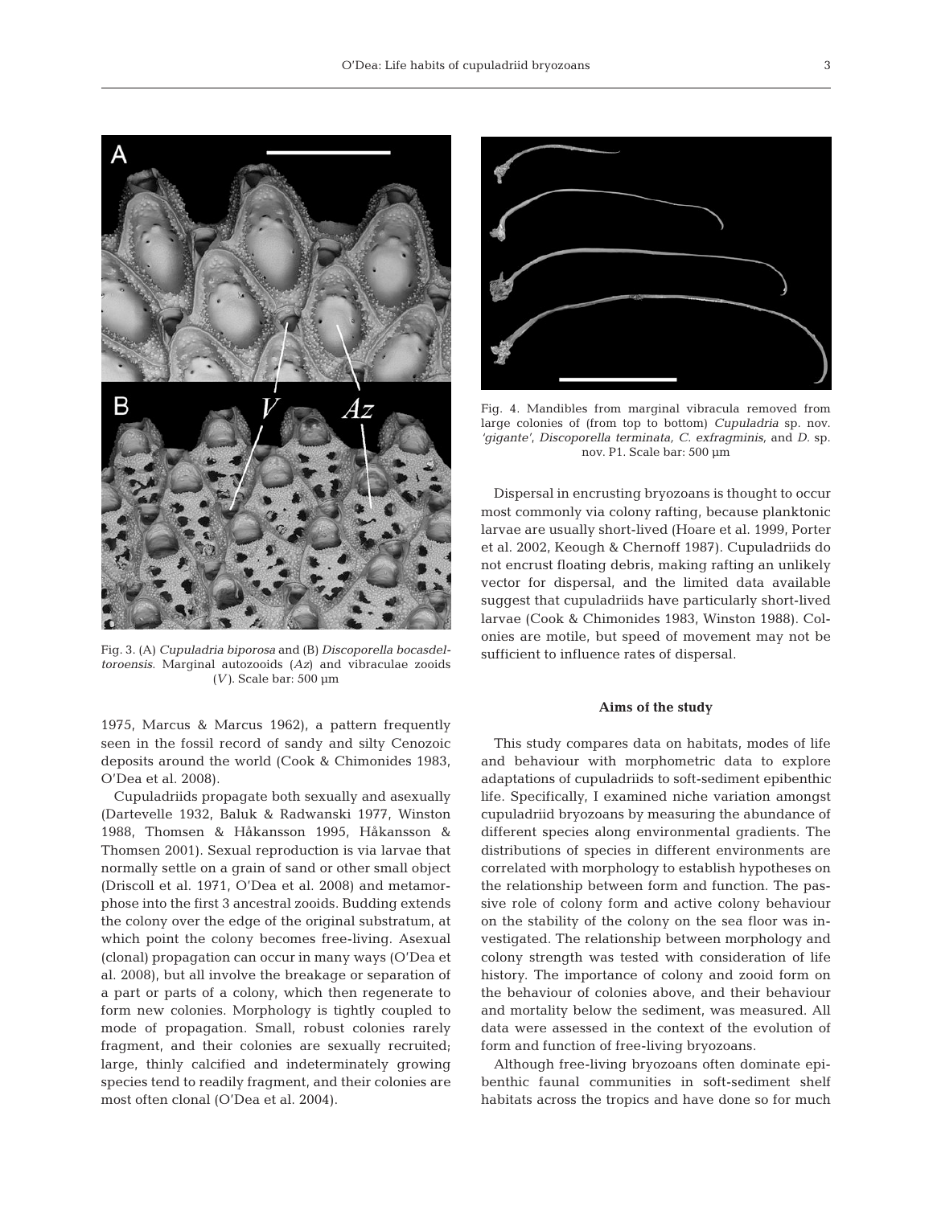Fig. 3. (A) *Cupuladria biporosa* and (B) *Discoporella bocasdeltoroensis*. Marginal autozooids (*Az*) and vibraculae zooids (*V*). Scale bar: 500 µm

1975, Marcus & Marcus 1962), a pattern frequently seen in the fossil record of sandy and silty Cenozoic deposits around the world (Cook & Chimonides 1983, O'Dea et al. 2008).

Cupuladriids propagate both sexually and asexually (Dartevelle 1932, Baluk & Radwanski 1977, Winston 1988, Thomsen & Håkansson 1995, Håkansson & Thomsen 2001). Sexual reproduction is via larvae that normally settle on a grain of sand or other small object (Driscoll et al. 1971, O'Dea et al. 2008) and metamorphose into the first 3 ancestral zooids. Budding extends the colony over the edge of the original substratum, at which point the colony becomes free-living. Asexual (clonal) propagation can occur in many ways (O'Dea et al. 2008), but all involve the breakage or separation of a part or parts of a colony, which then regenerate to form new colonies. Morphology is tightly coupled to mode of propagation. Small, robust colonies rarely fragment, and their colonies are sexually recruited; large, thinly calcified and indeterminately growing species tend to readily fragment, and their colonies are most often clonal (O'Dea et al. 2004).

Fig. 4. Mandibles from marginal vibracula removed from large colonies of (from top to bottom) *Cupuladria* sp. nov. *'gigante'*, *Discoporella terminata, C. exfragminis,* and *D.* sp. nov. P1. Scale bar: 500 µm

Dispersal in encrusting bryozoans is thought to occur most commonly via colony rafting, because planktonic larvae are usually short-lived (Hoare et al. 1999, Porter et al. 2002, Keough & Chernoff 1987). Cupuladriids do not encrust floating debris, making rafting an unlikely vector for dispersal, and the limited data available suggest that cupuladriids have particularly short-lived larvae (Cook & Chimonides 1983, Winston 1988). Colonies are motile, but speed of movement may not be sufficient to influence rates of dispersal.

## Aims of the study

This study compares data on habitats, modes of life and behaviour with morphometric data to explore adaptations of cupuladriids to soft-sediment epibenthic life. Specifically, I examined niche variation amongst cupuladriid bryozoans by measuring the abundance of different species along environmental gradients. The distributions of species in different environments are correlated with morphology to establish hypotheses on the relationship between form and function. The passive role of colony form and active colony behaviour on the stability of the colony on the sea floor was investigated. The relationship between morphology and colony strength was tested with consideration of life history. The importance of colony and zooid form on the behaviour of colonies above, and their behaviour and mortality below the sediment, was measured. All data were assessed in the context of the evolution of form and function of free-living bryozoans.

Although free-living bryozoans often dominate epibenthic faunal communities in soft-sediment shelf habitats across the tropics and have done so for much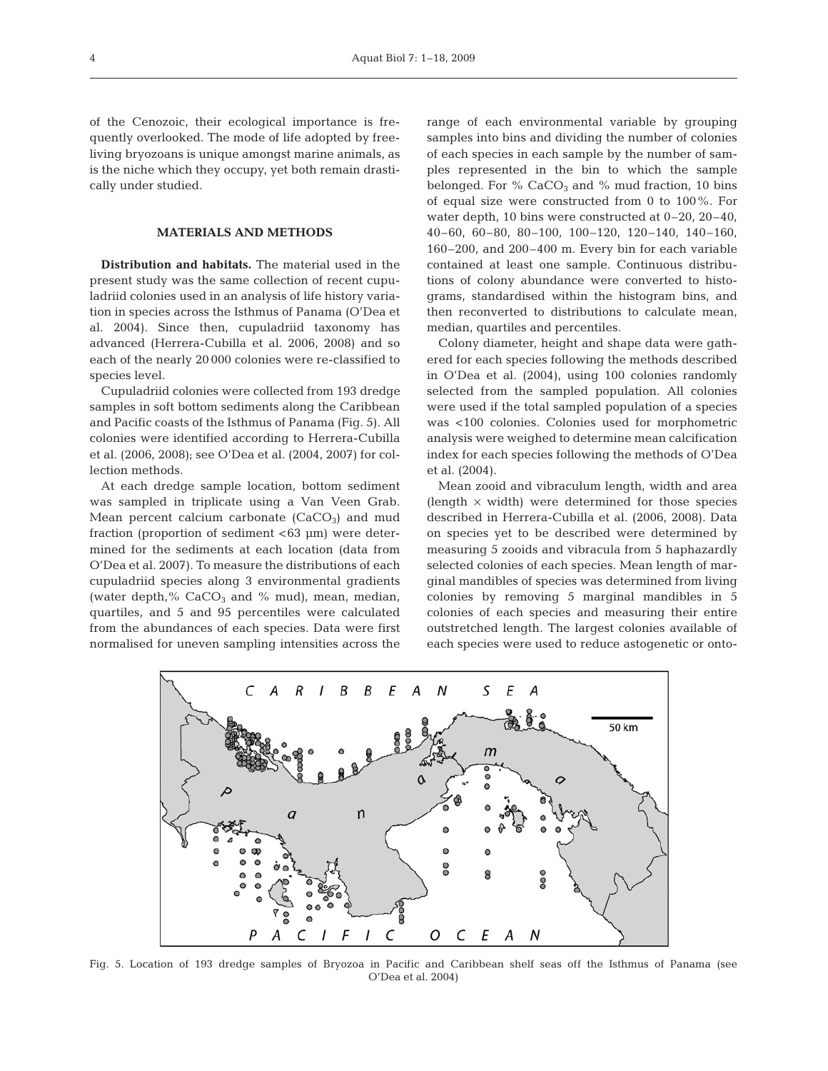of the Cenozoic, their ecological importance is frequently overlooked. The mode of life adopted by free-living bryozoans is unique amongst marine animals, as is the niche which they occupy, yet both remain drastically under studied.

## MATERIALS AND METHODS

**Distribution and habitats.** The material used in the present study was the same collection of recent cupuladriid colonies used in an analysis of life history variation in species across the Isthmus of Panama (O'Dea et al. 2004). Since then, cupuladriid taxonomy has advanced (Herrera-Cubilla et al. 2006, 2008) and so each of the nearly 20 000 colonies were re-classified to species level.

Cupuladriid colonies were collected from 193 dredge samples in soft bottom sediments along the Caribbean and Pacific coasts of the Isthmus of Panama (Fig. 5). All colonies were identified according to Herrera-Cubilla et al. (2006, 2008); see O'Dea et al. (2004, 2007) for collection methods.

At each dredge sample location, bottom sediment was sampled in triplicate using a Van Veen Grab. Mean percent calcium carbonate ($CaCO_3$) and mud fraction (proportion of sediment <63 µm) were determined for the sediments at each location (data from O'Dea et al. 2007). To measure the distributions of each cupuladriid species along 3 environmental gradients (water depth,% $CaCO_3$ and % mud), mean, median, quartiles, and 5 and 95 percentiles were calculated from the abundances of each species. Data were first normalised for uneven sampling intensities across the range of each environmental variable by grouping samples into bins and dividing the number of colonies of each species in each sample by the number of samples represented in the bin to which the sample belonged. For % $CaCO_3$ and % mud fraction, 10 bins of equal size were constructed from 0 to 100%. For water depth, 10 bins were constructed at 0–20, 20–40, 40–60, 60–80, 80–100, 100–120, 120–140, 140–160, 160–200, and 200–400 m. Every bin for each variable contained at least one sample. Continuous distributions of colony abundance were converted to histograms, standardised within the histogram bins, and then reconverted to distributions to calculate mean, median, quartiles and percentiles.

Colony diameter, height and shape data were gathered for each species following the methods described in O'Dea et al. (2004), using 100 colonies randomly selected from the sampled population. All colonies were used if the total sampled population of a species was <100 colonies. Colonies used for morphometric analysis were weighed to determine mean calcification index for each species following the methods of O'Dea et al. (2004).

Mean zooid and vibraculum length, width and area (length × width) were determined for those species described in Herrera-Cubilla et al. (2006, 2008). Data on species yet to be described were determined by measuring 5 zooids and vibracula from 5 haphazardly selected colonies of each species. Mean length of marginal mandibles of species was determined from living colonies by removing 5 marginal mandibles in 5 colonies of each species and measuring their entire outstretched length. The largest colonies available of each species were used to reduce astogenetic or onto-

Fig. 5. Location of 193 dredge samples of Bryozoa in Pacific and Caribbean shelf seas off the Isthmus of Panama (see O'Dea et al. 2004)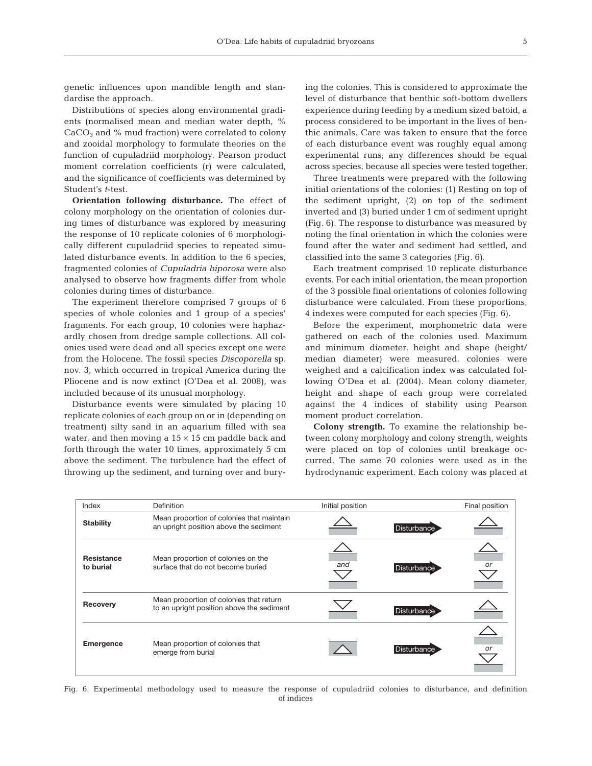genetic influences upon mandible length and standardise the approach.

Distributions of species along environmental gradients (normalised mean and median water depth, % $CaCO_3$ and % mud fraction) were correlated to colony and zooidal morphology to formulate theories on the function of cupuladriid morphology. Pearson product moment correlation coefficients (r) were calculated, and the significance of coefficients was determined by Student's *t*-test.

**Orientation following disturbance.** The effect of colony morphology on the orientation of colonies during times of disturbance was explored by measuring the response of 10 replicate colonies of 6 morphologically different cupuladriid species to repeated simulated disturbance events. In addition to the 6 species, fragmented colonies of *Cupuladria biporosa* were also analysed to observe how fragments differ from whole colonies during times of disturbance.

The experiment therefore comprised 7 groups of 6 species of whole colonies and 1 group of a species' fragments. For each group, 10 colonies were haphazardly chosen from dredge sample collections. All colonies used were dead and all species except one were from the Holocene. The fossil species *Discoporella* sp. nov. 3, which occurred in tropical America during the Pliocene and is now extinct (O'Dea et al. 2008), was included because of its unusual morphology.

Disturbance events were simulated by placing 10 replicate colonies of each group on or in (depending on treatment) silty sand in an aquarium filled with sea water, and then moving a $15 \times 15$ cm paddle back and forth through the water 10 times, approximately 5 cm above the sediment. The turbulence had the effect of throwing up the sediment, and turning over and burying the colonies. This is considered to approximate the level of disturbance that benthic soft-bottom dwellers experience during feeding by a medium sized batoid, a process considered to be important in the lives of benthic animals. Care was taken to ensure that the force of each disturbance event was roughly equal among experimental runs; any differences should be equal across species, because all species were tested together.

Three treatments were prepared with the following initial orientations of the colonies: (1) Resting on top of the sediment upright, (2) on top of the sediment inverted and (3) buried under 1 cm of sediment upright (Fig. 6). The response to disturbance was measured by noting the final orientation in which the colonies were found after the water and sediment had settled, and classified into the same 3 categories (Fig. 6).

Each treatment comprised 10 replicate disturbance events. For each initial orientation, the mean proportion of the 3 possible final orientations of colonies following disturbance were calculated. From these proportions, 4 indexes were computed for each species (Fig. 6).

Before the experiment, morphometric data were gathered on each of the colonies used. Maximum and minimum diameter, height and shape (height/median diameter) were measured, colonies were weighed and a calcification index was calculated following O'Dea et al. (2004). Mean colony diameter, height and shape of each group were correlated against the 4 indices of stability using Pearson moment product correlation.

**Colony strength.** To examine the relationship between colony morphology and colony strength, weights were placed on top of colonies until breakage occurred. The same 70 colonies were used as in the hydrodynamic experiment. Each colony was placed at

| Index | Definition | Initial position | | Final position |
|---|---|---|---|---|
| **Stability** | Mean proportion of colonies that maintain an upright position above the sediment | △ | Disturbance | △ |
| **Resistance to burial** | Mean proportion of colonies on the surface that do not become buried | △ *and* ▽ | Disturbance | △ *or* ▽ |
| **Recovery** | Mean proportion of colonies that return to an upright position above the sediment | ▽ | Disturbance | △ |
| **Emergence** | Mean proportion of colonies that emerge from burial | △ (buried) | Disturbance | △ *or* ▽ |

Fig. 6. Experimental methodology used to measure the response of cupuladriid colonies to disturbance, and definition of indices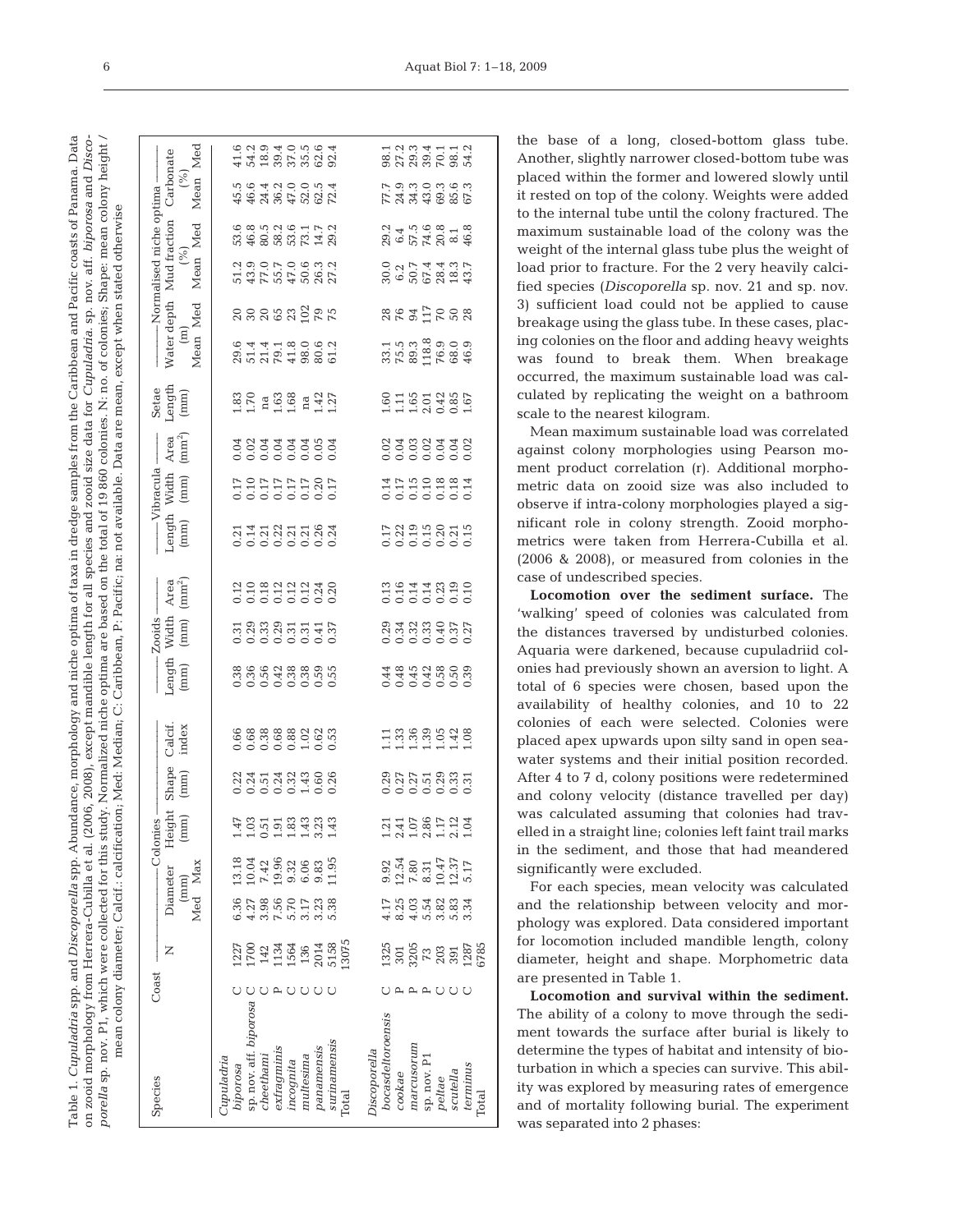Table 1. *Cupuladria* spp. and *Discoporella* spp. Abundance, morphology and niche optima of taxa in dredge samples from the Caribbean and Pacific coasts of Panama. Data on zooid morphology from Herrera-Cubilla et al. (2006, 2008), except mandible length for all species and zooid size data for *Cupuladria*. sp. nov. aff. *biporosa* and *Discoporella* sp. nov. P1, which were collected for this study. Normalized niche optima are based on the total of 19 860 colonies. N: no. of colonies; Shape: mean colony height / mean colony diameter; Calcif.: calcification; Med: Median; C: Caribbean, P: Pacific; na: not available. Data are mean, except when stated otherwise

| Species | Coast | N | Colonies | | | | | Zooids | | | Vibracula | | | Setae | Normalised niche optima | | | | | |
|---|---|---|---|---|---|---|---|---|---|---|---|---|---|---|---|---|---|---|---|---|
| | | | Diameter (mm) | | Height (mm) | Shape (mm) | Calcif. index | Length (mm) | Width (mm) | Area (mm²) | Length (mm) | Width (mm) | Area (mm²) | Length (mm) | Water depth (m) | | Mud fraction (%) | | Carbonate (%) | |
| | | | Med | Max | | | | | | | | | | | Mean | Med | Mean | Med | Mean | Med |
| *Cupuladria* | | | | | | | | | | | | | | | | | | | | |
| *biporosa* | C | 1227 | 6.36 | 13.18 | 1.47 | 0.22 | 0.66 | 0.38 | 0.31 | 0.12 | 0.21 | 0.17 | 0.04 | 1.83 | 29.6 | 20 | 51.2 | 53.6 | 45.5 | 41.6 |
| sp. nov. aff. *biporosa* | C | 1700 | 4.27 | 10.04 | 1.03 | 0.24 | 0.68 | 0.36 | 0.29 | 0.10 | 0.14 | 0.10 | 0.02 | 1.70 | 51.4 | 30 | 43.9 | 46.8 | 46.6 | 54.2 |
| *cheethami* | C | 142 | 3.98 | 7.42 | 0.51 | 0.51 | 0.38 | 0.56 | 0.33 | 0.18 | 0.21 | 0.17 | 0.04 | na | 21.4 | 20 | 77.0 | 80.5 | 24.4 | 18.9 |
| *exfragminis* | P | 1134 | 7.56 | 19.96 | 1.91 | 0.24 | 0.68 | 0.42 | 0.29 | 0.12 | 0.22 | 0.17 | 0.04 | 1.63 | 79.1 | 65 | 55.7 | 58.2 | 36.2 | 39.4 |
| *incognita* | C | 1564 | 5.70 | 9.32 | 1.83 | 0.32 | 0.88 | 0.38 | 0.31 | 0.12 | 0.21 | 0.17 | 0.04 | 1.68 | 41.8 | 23 | 47.0 | 53.6 | 47.0 | 37.0 |
| *multesima* | C | 136 | 3.17 | 6.06 | 1.43 | 1.43 | 1.02 | 0.38 | 0.31 | 0.12 | 0.21 | 0.17 | 0.04 | na | 98.0 | 102 | 50.6 | 73.1 | 52.0 | 35.5 |
| *panamensis* | C | 2014 | 3.23 | 9.83 | 3.23 | 0.60 | 0.62 | 0.59 | 0.41 | 0.24 | 0.26 | 0.20 | 0.05 | 1.42 | 80.6 | 79 | 26.3 | 14.7 | 62.5 | 62.6 |
| *surinamensis* | C | 5158 | 5.38 | 11.95 | 1.43 | 0.26 | 0.53 | 0.55 | 0.37 | 0.20 | 0.24 | 0.17 | 0.04 | 1.27 | 61.2 | 75 | 27.2 | 29.2 | 72.4 | 92.4 |
| Total | | 13075 | | | | | | | | | | | | | | | | | | |
| *Discoporella* | | | | | | | | | | | | | | | | | | | | |
| *bocasdeltoroensis* | C | 1325 | 4.17 | 9.92 | 1.21 | 0.29 | 1.11 | 0.44 | 0.29 | 0.13 | 0.17 | 0.14 | 0.02 | 1.60 | 33.1 | 28 | 30.0 | 29.2 | 77.7 | 98.1 |
| *cookae* | P | 301 | 8.25 | 12.54 | 2.41 | 0.27 | 1.33 | 0.48 | 0.34 | 0.16 | 0.22 | 0.17 | 0.04 | 1.11 | 75.5 | 76 | 6.2 | 6.4 | 24.9 | 27.2 |
| *marcusorum* | P | 3205 | 4.03 | 7.80 | 1.07 | 0.27 | 1.36 | 0.45 | 0.32 | 0.14 | 0.19 | 0.15 | 0.03 | 1.65 | 89.3 | 94 | 50.7 | 57.5 | 34.3 | 29.3 |
| sp. nov. P1 | P | 73 | 5.54 | 8.31 | 2.86 | 0.51 | 1.39 | 0.42 | 0.33 | 0.14 | 0.15 | 0.10 | 0.02 | 2.01 | 118.8 | 117 | 67.4 | 74.6 | 43.0 | 39.4 |
| *peltae* | C | 203 | 3.82 | 10.47 | 1.17 | 0.29 | 1.05 | 0.58 | 0.40 | 0.23 | 0.20 | 0.18 | 0.04 | 0.42 | 76.9 | 70 | 28.4 | 20.8 | 69.3 | 70.1 |
| *scutella* | C | 391 | 5.83 | 12.37 | 2.12 | 0.33 | 1.42 | 0.50 | 0.37 | 0.19 | 0.21 | 0.18 | 0.04 | 0.85 | 68.0 | 50 | 18.3 | 8.1 | 85.6 | 98.1 |
| *terminus* | C | 1287 | 3.34 | 5.17 | 1.04 | 0.31 | 1.08 | 0.39 | 0.27 | 0.10 | 0.15 | 0.14 | 0.02 | 1.67 | 46.9 | 28 | 43.7 | 46.8 | 67.3 | 54.2 |
| Total | | 6785 | | | | | | | | | | | | | | | | | | |

the base of a long, closed-bottom glass tube. Another, slightly narrower closed-bottom tube was placed within the former and lowered slowly until it rested on top of the colony. Weights were added to the internal tube until the colony fractured. The maximum sustainable load of the colony was the weight of the internal glass tube plus the weight of load prior to fracture. For the 2 very heavily calcified species (*Discoporella* sp. nov. 21 and sp. nov. 3) sufficient load could not be applied to cause breakage using the glass tube. In these cases, placing colonies on the floor and adding heavy weights was found to break them. When breakage occurred, the maximum sustainable load was calculated by replicating the weight on a bathroom scale to the nearest kilogram.

Mean maximum sustainable load was correlated against colony morphologies using Pearson moment product correlation (r). Additional morphometric data on zooid size was also included to observe if intra-colony morphologies played a significant role in colony strength. Zooid morphometrics were taken from Herrera-Cubilla et al. (2006 & 2008), or measured from colonies in the case of undescribed species.

**Locomotion over the sediment surface.** The 'walking' speed of colonies was calculated from the distances traversed by undisturbed colonies. Aquaria were darkened, because cupuladriid colonies had previously shown an aversion to light. A total of 6 species were chosen, based upon the availability of healthy colonies, and 10 to 22 colonies of each were selected. Colonies were placed apex upwards upon silty sand in open seawater systems and their initial position recorded. After 4 to 7 d, colony positions were redetermined and colony velocity (distance travelled per day) was calculated assuming that colonies had travelled in a straight line; colonies left faint trail marks in the sediment, and those that had meandered significantly were excluded.

For each species, mean velocity was calculated and the relationship between velocity and morphology was explored. Data considered important for locomotion included mandible length, colony diameter, height and shape. Morphometric data are presented in Table 1.

**Locomotion and survival within the sediment.** The ability of a colony to move through the sediment towards the surface after burial is likely to determine the types of habitat and intensity of bioturbation in which a species can survive. This ability was explored by measuring rates of emergence and of mortality following burial. The experiment was separated into 2 phases: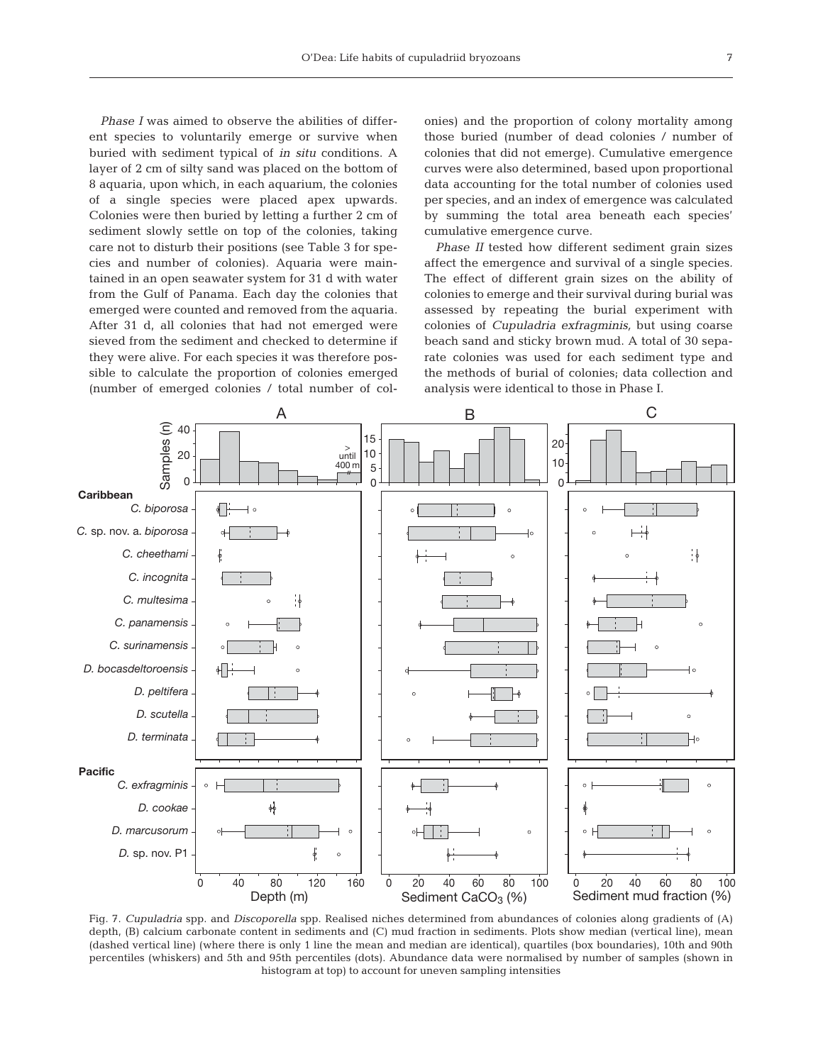*Phase I* was aimed to observe the abilities of different species to voluntarily emerge or survive when buried with sediment typical of *in situ* conditions. A layer of 2 cm of silty sand was placed on the bottom of 8 aquaria, upon which, in each aquarium, the colonies of a single species were placed apex upwards. Colonies were then buried by letting a further 2 cm of sediment slowly settle on top of the colonies, taking care not to disturb their positions (see Table 3 for species and number of colonies). Aquaria were maintained in an open seawater system for 31 d with water from the Gulf of Panama. Each day the colonies that emerged were counted and removed from the aquaria. After 31 d, all colonies that had not emerged were sieved from the sediment and checked to determine if they were alive. For each species it was therefore possible to calculate the proportion of colonies emerged (number of emerged colonies / total number of colonies) and the proportion of colony mortality among those buried (number of dead colonies / number of colonies that did not emerge). Cumulative emergence curves were also determined, based upon proportional data accounting for the total number of colonies used per species, and an index of emergence was calculated by summing the total area beneath each species' cumulative emergence curve.

*Phase II* tested how different sediment grain sizes affect the emergence and survival of a single species. The effect of different grain sizes on the ability of colonies to emerge and their survival during burial was assessed by repeating the burial experiment with colonies of *Cupuladria exfragminis*, but using coarse beach sand and sticky brown mud. A total of 30 separate colonies was used for each sediment type and the methods of burial of colonies; data collection and analysis were identical to those in Phase I.

Fig. 7. *Cupuladria* spp. and *Discoporella* spp. Realised niches determined from abundances of colonies along gradients of (A) depth, (B) calcium carbonate content in sediments and (C) mud fraction in sediments. Plots show median (vertical line), mean (dashed vertical line) (where there is only 1 line the mean and median are identical), quartiles (box boundaries), 10th and 90th percentiles (whiskers) and 5th and 95th percentiles (dots). Abundance data were normalised by number of samples (shown in histogram at top) to account for uneven sampling intensities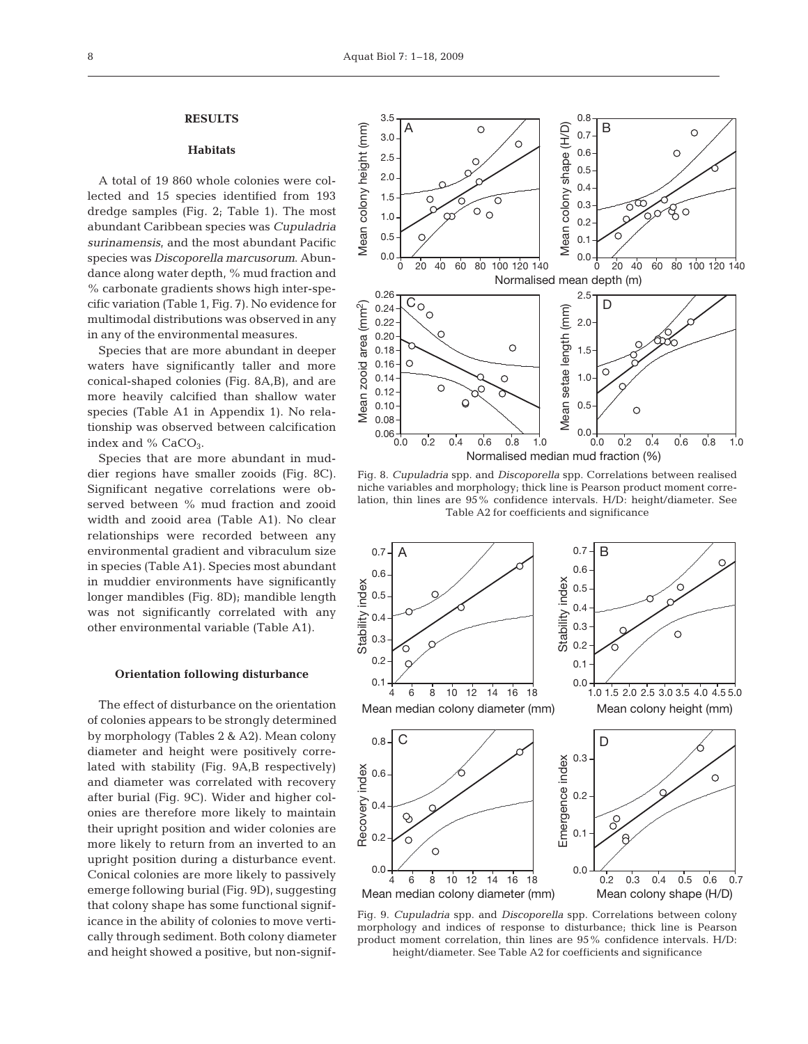## RESULTS

### Habitats

A total of 19 860 whole colonies were collected and 15 species identified from 193 dredge samples (Fig. 2; Table 1). The most abundant Caribbean species was *Cupuladria surinamensis*, and the most abundant Pacific species was *Discoporella marcusorum*. Abundance along water depth, % mud fraction and % carbonate gradients shows high inter-specific variation (Table 1, Fig. 7). No evidence for multimodal distributions was observed in any in any of the environmental measures.

Species that are more abundant in deeper waters have significantly taller and more conical-shaped colonies (Fig. 8A,B), and are more heavily calcified than shallow water species (Table A1 in Appendix 1). No relationship was observed between calcification index and % $CaCO_3$.

Species that are more abundant in muddier regions have smaller zooids (Fig. 8C). Significant negative correlations were observed between % mud fraction and zooid width and zooid area (Table A1). No clear relationships were recorded between any environmental gradient and vibraculum size in species (Table A1). Species most abundant in muddier environments have significantly longer mandibles (Fig. 8D); mandible length was not significantly correlated with any other environmental variable (Table A1).

### Orientation following disturbance

The effect of disturbance on the orientation of colonies appears to be strongly determined by morphology (Tables 2 & A2). Mean colony diameter and height were positively correlated with stability (Fig. 9A,B respectively) and diameter was correlated with recovery after burial (Fig. 9C). Wider and higher colonies are therefore more likely to maintain their upright position and wider colonies are more likely to return from an inverted to an upright position during a disturbance event. Conical colonies are more likely to passively emerge following burial (Fig. 9D), suggesting that colony shape has some functional significance in the ability of colonies to move vertically through sediment. Both colony diameter and height showed a positive, but non-signif-

Fig. 8. *Cupuladria* spp. and *Discoporella* spp. Correlations between realised niche variables and morphology; thick line is Pearson product moment correlation, thin lines are 95% confidence intervals. H/D: height/diameter. See Table A2 for coefficients and significance

Fig. 9. *Cupuladria* spp. and *Discoporella* spp. Correlations between colony morphology and indices of response to disturbance; thick line is Pearson product moment correlation, thin lines are 95% confidence intervals. H/D: height/diameter. See Table A2 for coefficients and significance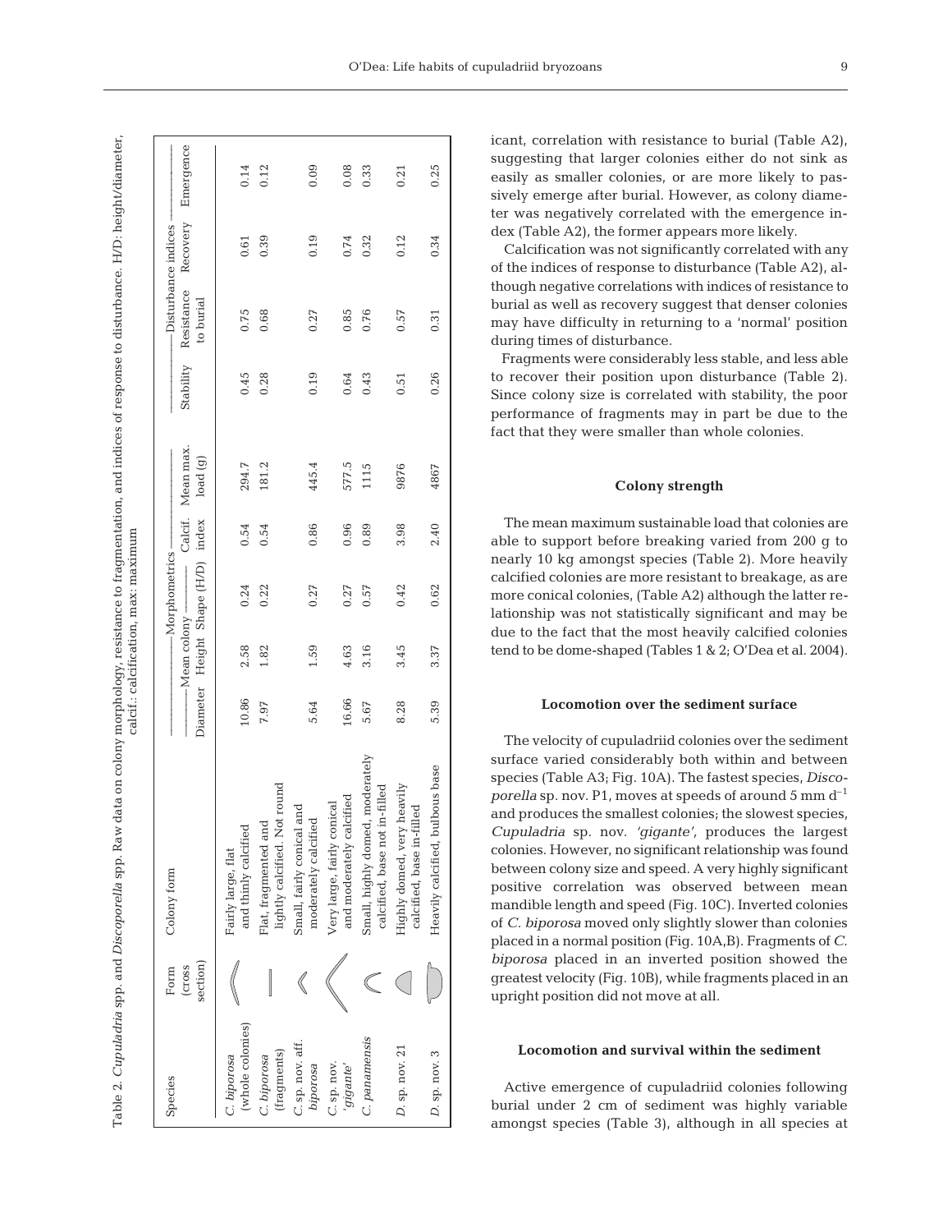Table 2. *Cupuladria* spp. and *Discoporella* spp. Raw data on colony morphology, resistance to fragmentation, and indices of response to disturbance. H/D: height/diameter, calcif.: calcification, max: maximum

| Species | Form (cross section) | Colony form | Morphometrics | | | | | Disturbance indices | | | |
|---|---|---|---|---|---|---|---|---|---|---|---|
| | | | Mean colony | | | Calcif. index | Mean max. load (g) | Stability | Resistance to burial | Recovery | Emergence |
| | | | Diameter | Height | Shape (H/D) | | | | | | |
| *C. biporosa* (whole colonies) | | Fairly large, flat and thinly calcified | 10.86 | 2.58 | 0.24 | 0.54 | 294.7 | 0.45 | 0.75 | 0.61 | 0.14 |
| *C. biporosa* (fragments) | | Flat, fragmented and lightly calcified. Not round | 7.97 | 1.82 | 0.22 | 0.54 | 181.2 | 0.28 | 0.68 | 0.39 | 0.12 |
| *C.* sp. nov. aff. *biporosa* | | Small, fairly conical and moderately calcified | 5.64 | 1.59 | 0.27 | 0.86 | 445.4 | 0.19 | 0.27 | 0.19 | 0.09 |
| *C.* sp. nov. *'gigante'* | | Very large, fairly conical and moderately calcified | 16.66 | 4.63 | 0.27 | 0.96 | 577.5 | 0.64 | 0.85 | 0.74 | 0.08 |
| *C. panamensis* | | Small, highly domed, moderately calcified, base not in-filled | 5.67 | 3.16 | 0.57 | 0.89 | 1115 | 0.43 | 0.76 | 0.32 | 0.33 |
| *D.* sp. nov. 21 | | Highly domed, very heavily calcified, base in-filled | 8.28 | 3.45 | 0.42 | 3.98 | 9876 | 0.51 | 0.57 | 0.12 | 0.21 |
| *D.* sp. nov. 3 | | Heavily calcified, bulbous base | 5.39 | 3.37 | 0.62 | 2.40 | 4867 | 0.26 | 0.31 | 0.34 | 0.25 |

icant, correlation with resistance to burial (Table A2), suggesting that larger colonies either do not sink as easily as smaller colonies, or are more likely to passively emerge after burial. However, as colony diameter was negatively correlated with the emergence index (Table A2), the former appears more likely.

Calcification was not significantly correlated with any of the indices of response to disturbance (Table A2), although negative correlations with indices of resistance to burial as well as recovery suggest that denser colonies may have difficulty in returning to a 'normal' position during times of disturbance.

Fragments were considerably less stable, and less able to recover their position upon disturbance (Table 2). Since colony size is correlated with stability, the poor performance of fragments may in part be due to the fact that they were smaller than whole colonies.

### Colony strength

The mean maximum sustainable load that colonies are able to support before breaking varied from 200 g to nearly 10 kg amongst species (Table 2). More heavily calcified colonies are more resistant to breakage, as are more conical colonies, (Table A2) although the latter relationship was not statistically significant and may be due to the fact that the most heavily calcified colonies tend to be dome-shaped (Tables 1 & 2; O'Dea et al. 2004).

### Locomotion over the sediment surface

The velocity of cupuladriid colonies over the sediment surface varied considerably both within and between species (Table A3; Fig. 10A). The fastest species, *Discoporella* sp. nov. P1, moves at speeds of around 5 mm $d^{-1}$ and produces the smallest colonies; the slowest species, *Cupuladria* sp. nov. *'gigante'*, produces the largest colonies. However, no significant relationship was found between colony size and speed. A very highly significant positive correlation was observed between mean mandible length and speed (Fig. 10C). Inverted colonies of *C. biporosa* moved only slightly slower than colonies placed in a normal position (Fig. 10A,B). Fragments of *C. biporosa* placed in an inverted position showed the greatest velocity (Fig. 10B), while fragments placed in an upright position did not move at all.

### Locomotion and survival within the sediment

Active emergence of cupuladriid colonies following burial under 2 cm of sediment was highly variable amongst species (Table 3), although in all species at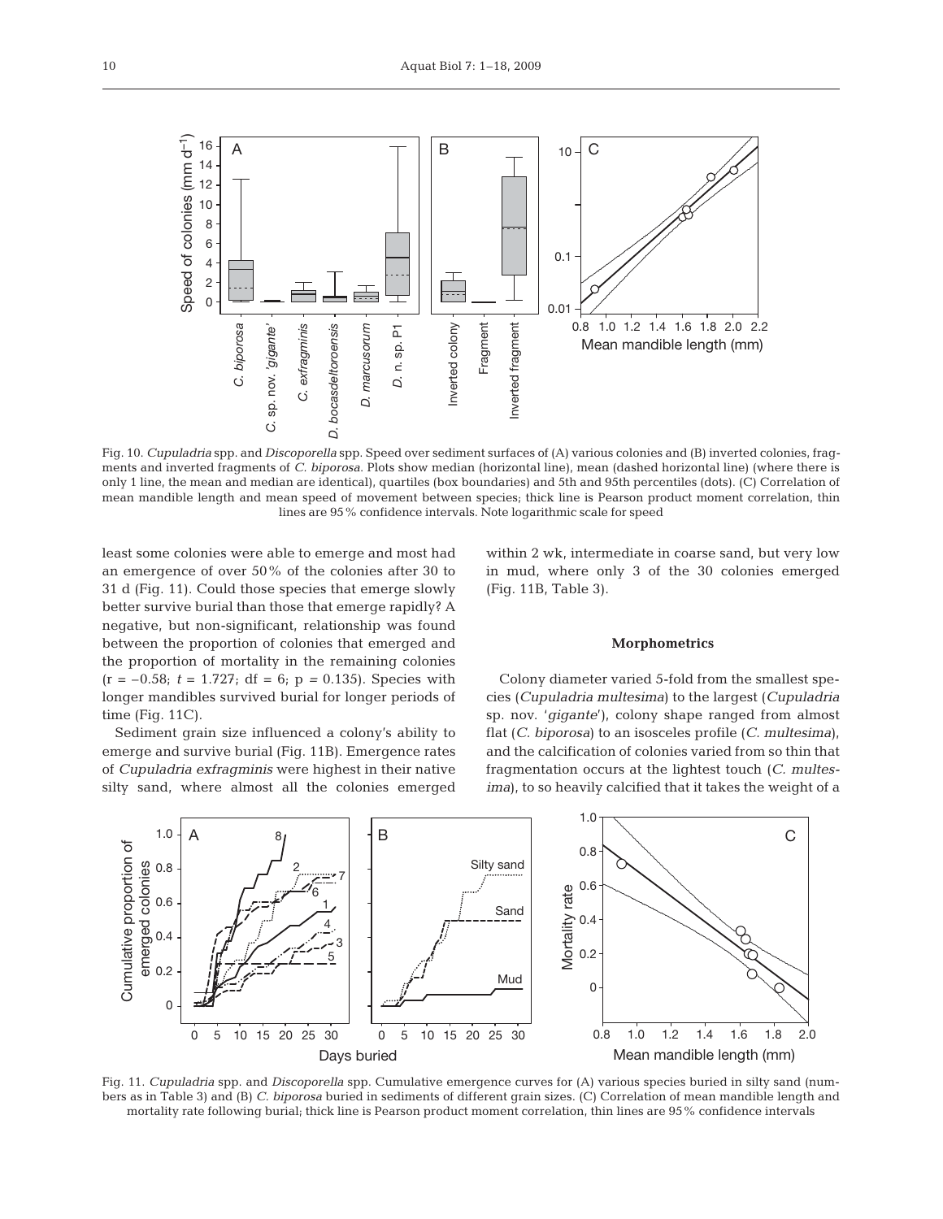Fig. 10. *Cupuladria* spp. and *Discoporella* spp. Speed over sediment surfaces of (A) various colonies and (B) inverted colonies, fragments and inverted fragments of *C. biporosa*. Plots show median (horizontal line), mean (dashed horizontal line) (where there is only 1 line, the mean and median are identical), quartiles (box boundaries) and 5th and 95th percentiles (dots). (C) Correlation of mean mandible length and mean speed of movement between species; thick line is Pearson product moment correlation, thin lines are 95% confidence intervals. Note logarithmic scale for speed

least some colonies were able to emerge and most had an emergence of over 50% of the colonies after 30 to 31 d (Fig. 11). Could those species that emerge slowly better survive burial than those that emerge rapidly? A negative, but non-significant, relationship was found between the proportion of colonies that emerged and the proportion of mortality in the remaining colonies ($r = -0.58$; $t = 1.727$; $df = 6$; $p = 0.135$). Species with longer mandibles survived burial for longer periods of time (Fig. 11C).

Sediment grain size influenced a colony's ability to emerge and survive burial (Fig. 11B). Emergence rates of *Cupuladria exfragminis* were highest in their native silty sand, where almost all the colonies emerged within 2 wk, intermediate in coarse sand, but very low in mud, where only 3 of the 30 colonies emerged (Fig. 11B, Table 3).

### Morphometrics

Colony diameter varied 5-fold from the smallest species (*Cupuladria multesima*) to the largest (*Cupuladria* sp. nov. '*gigante*'), colony shape ranged from almost flat (*C. biporosa*) to an isosceles profile (*C. multesima*), and the calcification of colonies varied from so thin that fragmentation occurs at the lightest touch (*C. multesima*), to so heavily calcified that it takes the weight of a

Fig. 11. *Cupuladria* spp. and *Discoporella* spp. Cumulative emergence curves for (A) various species buried in silty sand (numbers as in Table 3) and (B) *C. biporosa* buried in sediments of different grain sizes. (C) Correlation of mean mandible length and mortality rate following burial; thick line is Pearson product moment correlation, thin lines are 95% confidence intervals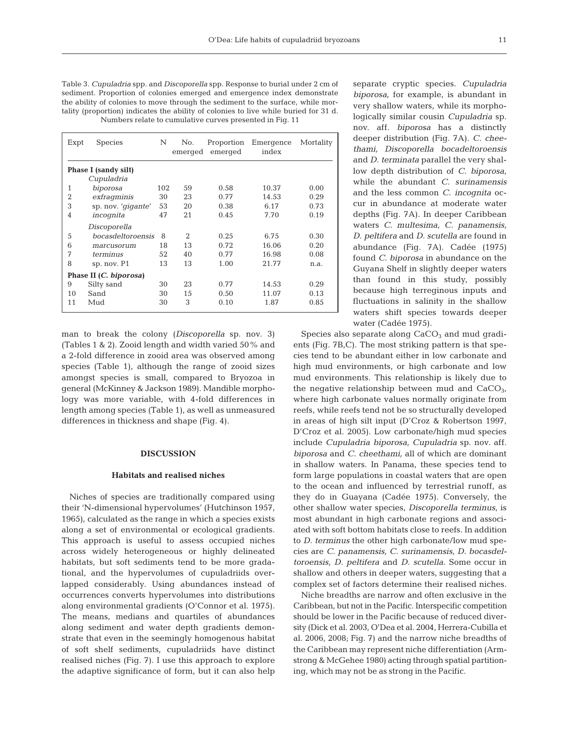Table 3. *Cupuladria* spp. and *Discoporella* spp. Response to burial under 2 cm of sediment. Proportion of colonies emerged and emergence index demonstrate the ability of colonies to move through the sediment to the surface, while mortality (proportion) indicates the ability of colonies to live while buried for 31 d. Numbers relate to cumulative curves presented in Fig. 11

| Expt | Species | N | No. emerged | Proportion emerged | Emergence index | Mortality |
|---|---|---|---|---|---|---|
| **Phase I (sandy silt)** | | | | | | |
| | *Cupuladria* | | | | | |
| 1 | *biporosa* | 102 | 59 | 0.58 | 10.37 | 0.00 |
| 2 | *exfragminis* | 30 | 23 | 0.77 | 14.53 | 0.29 |
| 3 | sp. nov. '*gigante*' | 53 | 20 | 0.38 | 6.17 | 0.73 |
| 4 | *incognita* | 47 | 21 | 0.45 | 7.70 | 0.19 |
| | *Discoporella* | | | | | |
| 5 | *bocasdeltoroensis* | 8 | 2 | 0.25 | 6.75 | 0.30 |
| 6 | *marcusorum* | 18 | 13 | 0.72 | 16.06 | 0.20 |
| 7 | *terminus* | 52 | 40 | 0.77 | 16.98 | 0.08 |
| 8 | sp. nov. P1 | 13 | 13 | 1.00 | 21.77 | n.a. |
| **Phase II (*C. biporosa*)** | | | | | | |
| 9 | Silty sand | 30 | 23 | 0.77 | 14.53 | 0.29 |
| 10 | Sand | 30 | 15 | 0.50 | 11.07 | 0.13 |
| 11 | Mud | 30 | 3 | 0.10 | 1.87 | 0.85 |

man to break the colony (*Discoporella* sp. nov. 3) (Tables 1 & 2). Zooid length and width varied 50% and a 2-fold difference in zooid area was observed among species (Table 1), although the range of zooid sizes amongst species is small, compared to Bryozoa in general (McKinney & Jackson 1989). Mandible morphology was more variable, with 4-fold differences in length among species (Table 1), as well as unmeasured differences in thickness and shape (Fig. 4).

## DISCUSSION

### Habitats and realised niches

Niches of species are traditionally compared using their 'N-dimensional hypervolumes' (Hutchinson 1957, 1965), calculated as the range in which a species exists along a set of environmental or ecological gradients. This approach is useful to assess occupied niches across widely heterogeneous or highly delineated habitats, but soft sediments tend to be more gradational, and the hypervolumes of cupuladriids overlapped considerably. Using abundances instead of occurrences converts hypervolumes into distributions along environmental gradients (O'Connor et al. 1975). The means, medians and quartiles of abundances along sediment and water depth gradients demonstrate that even in the seemingly homogenous habitat of soft shelf sediments, cupuladriids have distinct realised niches (Fig. 7). I use this approach to explore the adaptive significance of form, but it can also help separate cryptic species. *Cupuladria biporosa*, for example, is abundant in very shallow waters, while its morphologically similar cousin *Cupuladria* sp. nov. aff. *biporosa* has a distinctly deeper distribution (Fig. 7A). *C. cheethami, Discoporella bocadeltoroensis* and *D. terminata* parallel the very shallow depth distribution of *C. biporosa*, while the abundant *C. surinamensis* and the less common *C. incognita* occur in abundance at moderate water depths (Fig. 7A). In deeper Caribbean waters *C. multesima, C. panamensis, D. peltifera* and *D. scutella* are found in abundance (Fig. 7A). Cadée (1975) found *C. biporosa* in abundance on the Guyana Shelf in slightly deeper waters than found in this study, possibly because high terreginous inputs and fluctuations in salinity in the shallow waters shift species towards deeper water (Cadée 1975).

Species also separate along $CaCO_3$ and mud gradients (Fig. 7B,C). The most striking pattern is that species tend to be abundant either in low carbonate and high mud environments, or high carbonate and low mud environments. This relationship is likely due to the negative relationship between mud and $CaCO_3$, where high carbonate values normally originate from reefs, while reefs tend not be so structurally developed in areas of high silt input (D'Croz & Robertson 1997, D'Croz et al. 2005). Low carbonate/high mud species include *Cupuladria biporosa*, *Cupuladria* sp. nov. aff. *biporosa* and *C. cheethami,* all of which are dominant in shallow waters. In Panama, these species tend to form large populations in coastal waters that are open to the ocean and influenced by terrestrial runoff, as they do in Guayana (Cadée 1975). Conversely, the other shallow water species, *Discoporella terminus*, is most abundant in high carbonate regions and associated with soft bottom habitats close to reefs. In addition to *D. terminus* the other high carbonate/low mud species are *C. panamensis, C. surinamensis, D. bocasdeltoroensis, D. peltifera* and *D. scutella*. Some occur in shallow and others in deeper waters, suggesting that a complex set of factors determine their realised niches.

Niche breadths are narrow and often exclusive in the Caribbean, but not in the Pacific. Interspecific competition should be lower in the Pacific because of reduced diversity (Dick et al. 2003, O'Dea et al. 2004, Herrera-Cubilla et al. 2006, 2008; Fig. 7) and the narrow niche breadths of the Caribbean may represent niche differentiation (Armstrong & McGehee 1980) acting through spatial partitioning, which may not be as strong in the Pacific.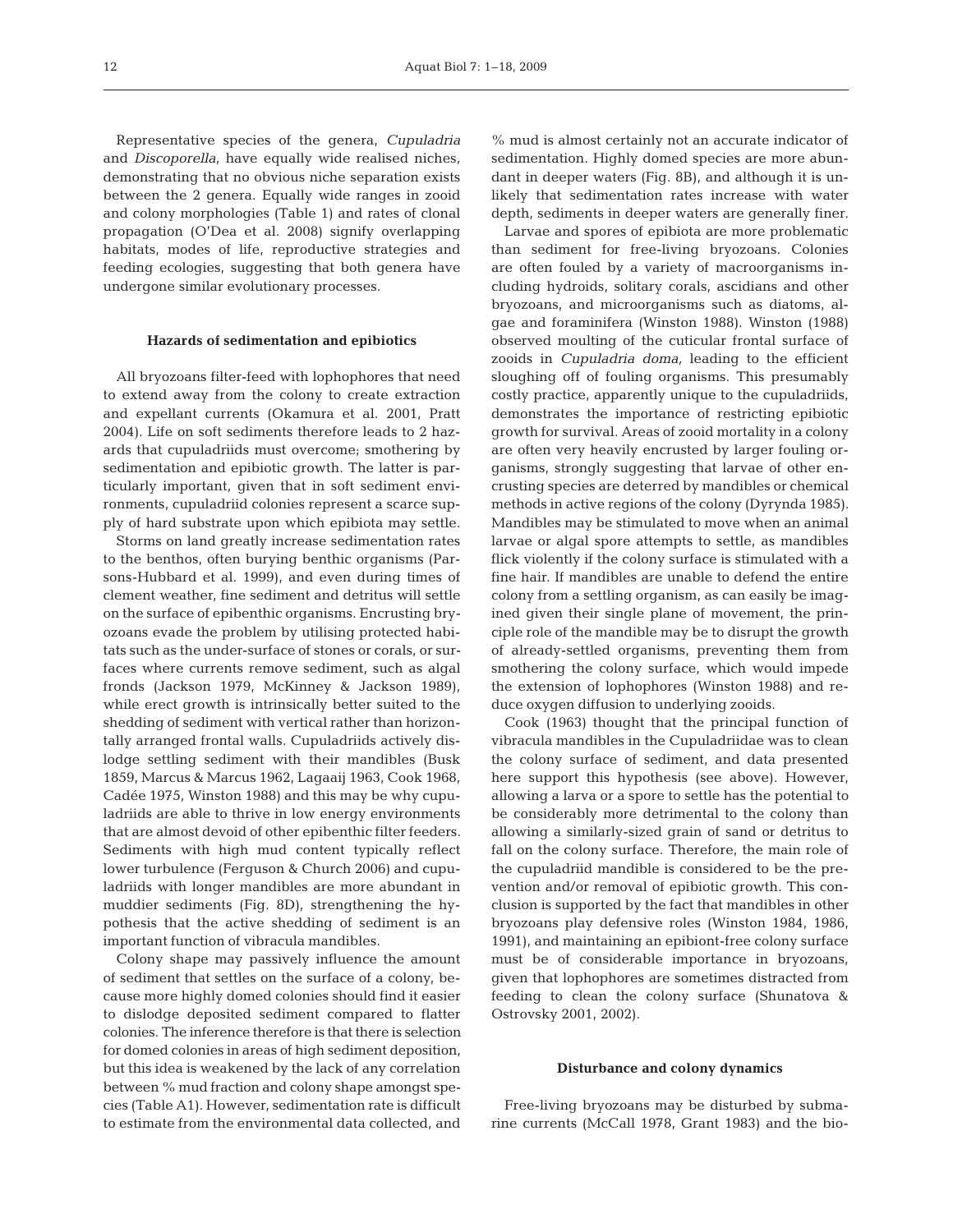Representative species of the genera, *Cupuladria* and *Discoporella*, have equally wide realised niches, demonstrating that no obvious niche separation exists between the 2 genera. Equally wide ranges in zooid and colony morphologies (Table 1) and rates of clonal propagation (O'Dea et al. 2008) signify overlapping habitats, modes of life, reproductive strategies and feeding ecologies, suggesting that both genera have undergone similar evolutionary processes.

### Hazards of sedimentation and epibiotics

All bryozoans filter-feed with lophophores that need to extend away from the colony to create extraction and expellant currents (Okamura et al. 2001, Pratt 2004). Life on soft sediments therefore leads to 2 hazards that cupuladriids must overcome; smothering by sedimentation and epibiotic growth. The latter is particularly important, given that in soft sediment environments, cupuladriid colonies represent a scarce supply of hard substrate upon which epibiota may settle.

Storms on land greatly increase sedimentation rates to the benthos, often burying benthic organisms (Parsons-Hubbard et al. 1999), and even during times of clement weather, fine sediment and detritus will settle on the surface of epibenthic organisms. Encrusting bryozoans evade the problem by utilising protected habitats such as the under-surface of stones or corals, or surfaces where currents remove sediment, such as algal fronds (Jackson 1979, McKinney & Jackson 1989), while erect growth is intrinsically better suited to the shedding of sediment with vertical rather than horizontally arranged frontal walls. Cupuladriids actively dislodge settling sediment with their mandibles (Busk 1859, Marcus & Marcus 1962, Lagaaij 1963, Cook 1968, Cadée 1975, Winston 1988) and this may be why cupuladriids are able to thrive in low energy environments that are almost devoid of other epibenthic filter feeders. Sediments with high mud content typically reflect lower turbulence (Ferguson & Church 2006) and cupuladriids with longer mandibles are more abundant in muddier sediments (Fig. 8D), strengthening the hypothesis that the active shedding of sediment is an important function of vibracula mandibles.

Colony shape may passively influence the amount of sediment that settles on the surface of a colony, because more highly domed colonies should find it easier to dislodge deposited sediment compared to flatter colonies. The inference therefore is that there is selection for domed colonies in areas of high sediment deposition, but this idea is weakened by the lack of any correlation between % mud fraction and colony shape amongst species (Table A1). However, sedimentation rate is difficult to estimate from the environmental data collected, and % mud is almost certainly not an accurate indicator of sedimentation. Highly domed species are more abundant in deeper waters (Fig. 8B), and although it is unlikely that sedimentation rates increase with water depth, sediments in deeper waters are generally finer.

Larvae and spores of epibiota are more problematic than sediment for free-living bryozoans. Colonies are often fouled by a variety of macroorganisms including hydroids, solitary corals, ascidians and other bryozoans, and microorganisms such as diatoms, algae and foraminifera (Winston 1988). Winston (1988) observed moulting of the cuticular frontal surface of zooids in *Cupuladria doma,* leading to the efficient sloughing off of fouling organisms. This presumably costly practice, apparently unique to the cupuladriids, demonstrates the importance of restricting epibiotic growth for survival. Areas of zooid mortality in a colony are often very heavily encrusted by larger fouling organisms, strongly suggesting that larvae of other encrusting species are deterred by mandibles or chemical methods in active regions of the colony (Dyrynda 1985). Mandibles may be stimulated to move when an animal larvae or algal spore attempts to settle, as mandibles flick violently if the colony surface is stimulated with a fine hair. If mandibles are unable to defend the entire colony from a settling organism, as can easily be imagined given their single plane of movement, the principle role of the mandible may be to disrupt the growth of already-settled organisms, preventing them from smothering the colony surface, which would impede the extension of lophophores (Winston 1988) and reduce oxygen diffusion to underlying zooids.

Cook (1963) thought that the principal function of vibracula mandibles in the Cupuladriidae was to clean the colony surface of sediment, and data presented here support this hypothesis (see above). However, allowing a larva or a spore to settle has the potential to be considerably more detrimental to the colony than allowing a similarly-sized grain of sand or detritus to fall on the colony surface. Therefore, the main role of the cupuladriid mandible is considered to be the prevention and/or removal of epibiotic growth. This conclusion is supported by the fact that mandibles in other bryozoans play defensive roles (Winston 1984, 1986, 1991), and maintaining an epibiont-free colony surface must be of considerable importance in bryozoans, given that lophophores are sometimes distracted from feeding to clean the colony surface (Shunatova & Ostrovsky 2001, 2002).

### Disturbance and colony dynamics

Free-living bryozoans may be disturbed by submarine currents (McCall 1978, Grant 1983) and the bio-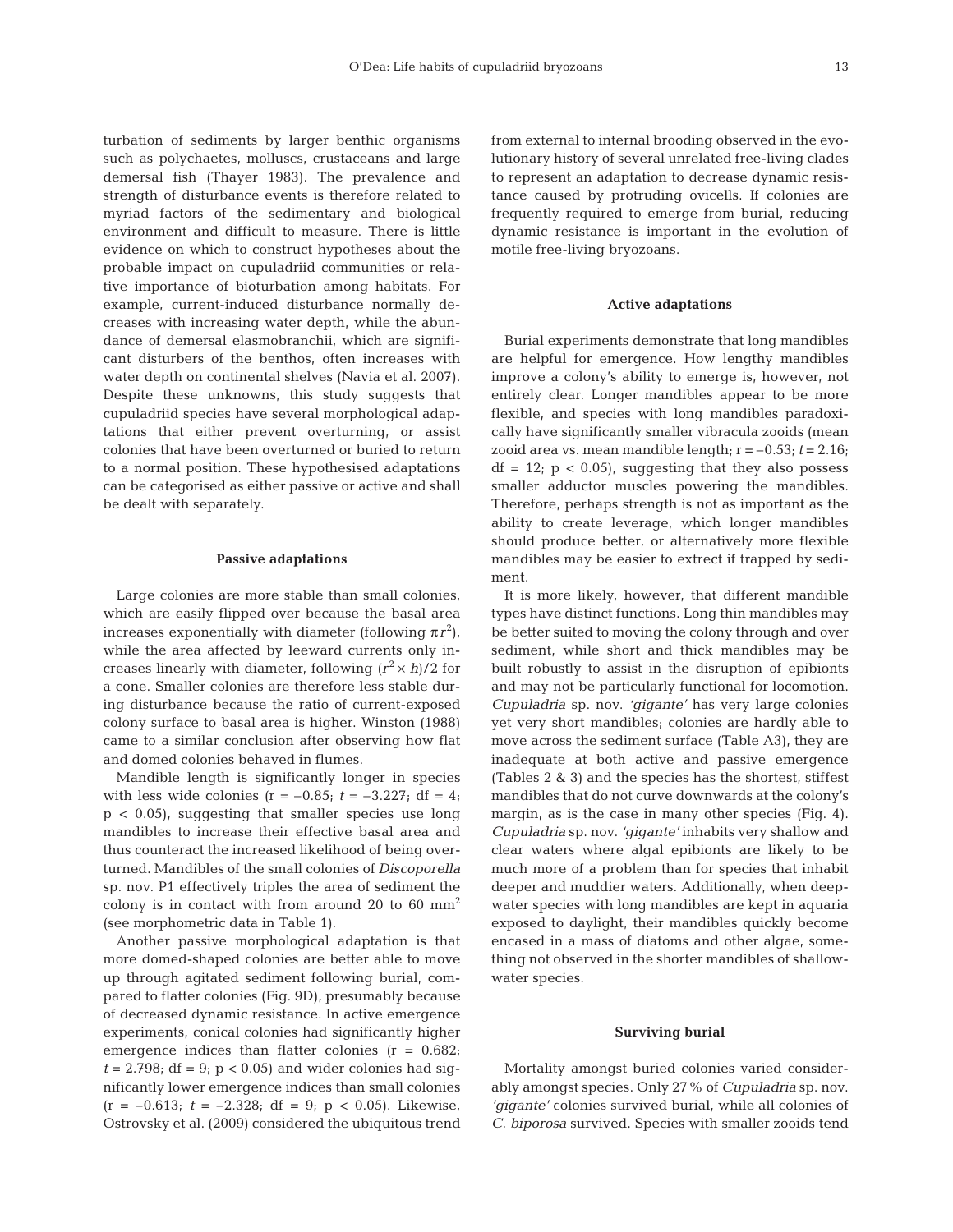turbation of sediments by larger benthic organisms such as polychaetes, molluscs, crustaceans and large demersal fish (Thayer 1983). The prevalence and strength of disturbance events is therefore related to myriad factors of the sedimentary and biological environment and difficult to measure. There is little evidence on which to construct hypotheses about the probable impact on cupuladriid communities or relative importance of bioturbation among habitats. For example, current-induced disturbance normally decreases with increasing water depth, while the abundance of demersal elasmobranchii, which are significant disturbers of the benthos, often increases with water depth on continental shelves (Navia et al. 2007). Despite these unknowns, this study suggests that cupuladriid species have several morphological adaptations that either prevent overturning, or assist colonies that have been overturned or buried to return to a normal position. These hypothesised adaptations can be categorised as either passive or active and shall be dealt with separately.

#### Passive adaptations

Large colonies are more stable than small colonies, which are easily flipped over because the basal area increases exponentially with diameter (following $\pi r^2$), while the area affected by leeward currents only increases linearly with diameter, following $(r^2 \times h)/2$ for a cone. Smaller colonies are therefore less stable during disturbance because the ratio of current-exposed colony surface to basal area is higher. Winston (1988) came to a similar conclusion after observing how flat and domed colonies behaved in flumes.

Mandible length is significantly longer in species with less wide colonies ($r = -0.85$; $t = -3.227$; df = 4; $p < 0.05$), suggesting that smaller species use long mandibles to increase their effective basal area and thus counteract the increased likelihood of being overturned. Mandibles of the small colonies of *Discoporella* sp. nov. P1 effectively triples the area of sediment the colony is in contact with from around 20 to 60 $mm^2$ (see morphometric data in Table 1).

Another passive morphological adaptation is that more domed-shaped colonies are better able to move up through agitated sediment following burial, compared to flatter colonies (Fig. 9D), presumably because of decreased dynamic resistance. In active emergence experiments, conical colonies had significantly higher emergence indices than flatter colonies ($r = 0.682$; $t = 2.798$; df = 9; $p < 0.05$) and wider colonies had significantly lower emergence indices than small colonies ($r = -0.613$; $t = -2.328$; df = 9; $p < 0.05$). Likewise, Ostrovsky et al. (2009) considered the ubiquitous trend from external to internal brooding observed in the evolutionary history of several unrelated free-living clades to represent an adaptation to decrease dynamic resistance caused by protruding ovicells. If colonies are frequently required to emerge from burial, reducing dynamic resistance is important in the evolution of motile free-living bryozoans.

#### Active adaptations

Burial experiments demonstrate that long mandibles are helpful for emergence. How lengthy mandibles improve a colony's ability to emerge is, however, not entirely clear. Longer mandibles appear to be more flexible, and species with long mandibles paradoxically have significantly smaller vibracula zooids (mean zooid area vs. mean mandible length; $r = -0.53$; $t = 2.16$; df = 12; $p < 0.05$), suggesting that they also possess smaller adductor muscles powering the mandibles. Therefore, perhaps strength is not as important as the ability to create leverage, which longer mandibles should produce better, or alternatively more flexible mandibles may be easier to extrect if trapped by sediment.

It is more likely, however, that different mandible types have distinct functions. Long thin mandibles may be better suited to moving the colony through and over sediment, while short and thick mandibles may be built robustly to assist in the disruption of epibionts and may not be particularly functional for locomotion. *Cupuladria* sp. nov. *'gigante'* has very large colonies yet very short mandibles; colonies are hardly able to move across the sediment surface (Table A3), they are inadequate at both active and passive emergence (Tables 2 & 3) and the species has the shortest, stiffest mandibles that do not curve downwards at the colony's margin, as is the case in many other species (Fig. 4). *Cupuladria* sp. nov. *'gigante'* inhabits very shallow and clear waters where algal epibionts are likely to be much more of a problem than for species that inhabit deeper and muddier waters. Additionally, when deep-water species with long mandibles are kept in aquaria exposed to daylight, their mandibles quickly become encased in a mass of diatoms and other algae, something not observed in the shorter mandibles of shallow-water species.

#### Surviving burial

Mortality amongst buried colonies varied considerably amongst species. Only 27% of *Cupuladria* sp. nov. *'gigante'* colonies survived burial, while all colonies of *C. biporosa* survived. Species with smaller zooids tend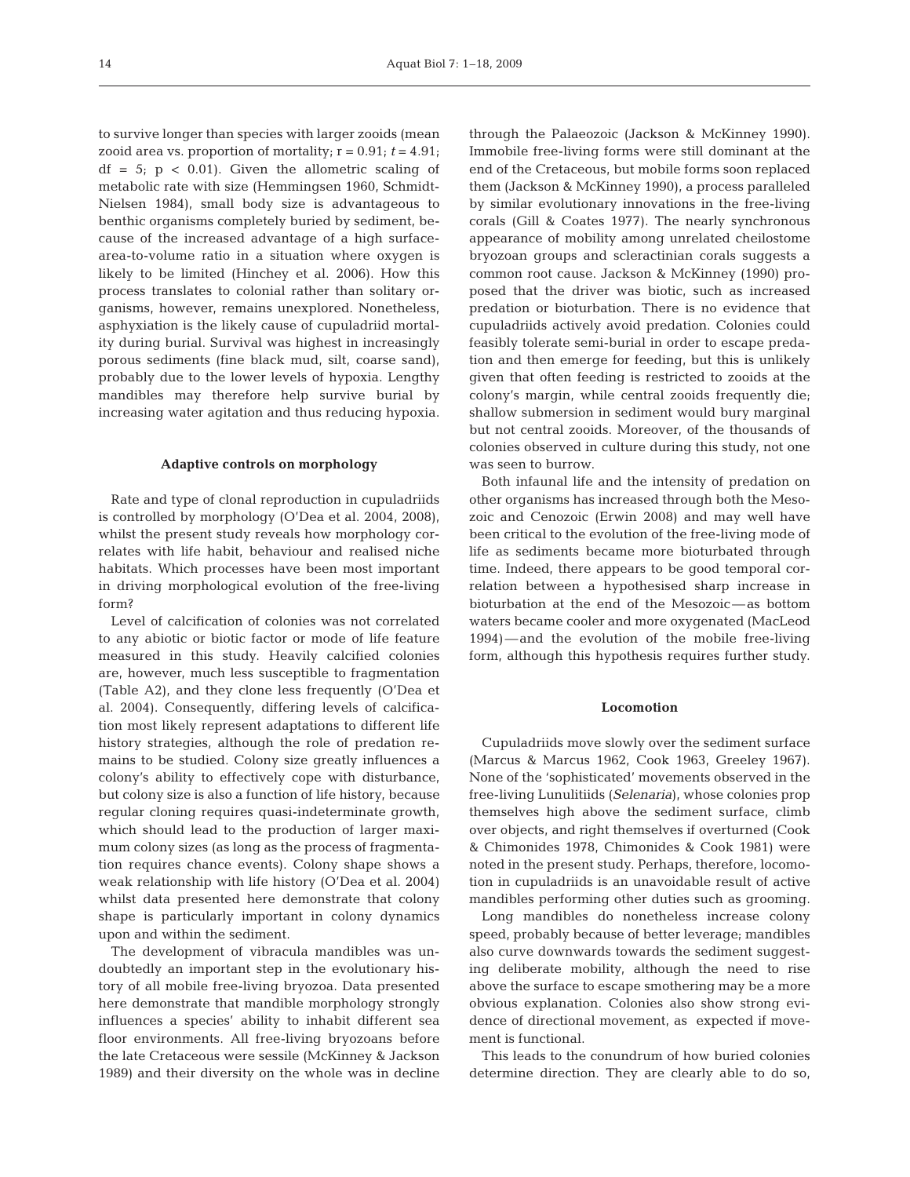to survive longer than species with larger zooids (mean zooid area vs. proportion of mortality; $r = 0.91$; $t = 4.91$; $df = 5$; $p < 0.01$). Given the allometric scaling of metabolic rate with size (Hemmingsen 1960, Schmidt-Nielsen 1984), small body size is advantageous to benthic organisms completely buried by sediment, because of the increased advantage of a high surface-area-to-volume ratio in a situation where oxygen is likely to be limited (Hinchey et al. 2006). How this process translates to colonial rather than solitary organisms, however, remains unexplored. Nonetheless, asphyxiation is the likely cause of cupuladriid mortality during burial. Survival was highest in increasingly porous sediments (fine black mud, silt, coarse sand), probably due to the lower levels of hypoxia. Lengthy mandibles may therefore help survive burial by increasing water agitation and thus reducing hypoxia.

### Adaptive controls on morphology

Rate and type of clonal reproduction in cupuladriids is controlled by morphology (O'Dea et al. 2004, 2008), whilst the present study reveals how morphology correlates with life habit, behaviour and realised niche habitats. Which processes have been most important in driving morphological evolution of the free-living form?

Level of calcification of colonies was not correlated to any abiotic or biotic factor or mode of life feature measured in this study. Heavily calcified colonies are, however, much less susceptible to fragmentation (Table A2), and they clone less frequently (O'Dea et al. 2004). Consequently, differing levels of calcification most likely represent adaptations to different life history strategies, although the role of predation remains to be studied. Colony size greatly influences a colony's ability to effectively cope with disturbance, but colony size is also a function of life history, because regular cloning requires quasi-indeterminate growth, which should lead to the production of larger maximum colony sizes (as long as the process of fragmentation requires chance events). Colony shape shows a weak relationship with life history (O'Dea et al. 2004) whilst data presented here demonstrate that colony shape is particularly important in colony dynamics upon and within the sediment.

The development of vibracula mandibles was undoubtedly an important step in the evolutionary history of all mobile free-living bryozoa. Data presented here demonstrate that mandible morphology strongly influences a species' ability to inhabit different sea floor environments. All free-living bryozoans before the late Cretaceous were sessile (McKinney & Jackson 1989) and their diversity on the whole was in decline through the Palaeozoic (Jackson & McKinney 1990). Immobile free-living forms were still dominant at the end of the Cretaceous, but mobile forms soon replaced them (Jackson & McKinney 1990), a process paralleled by similar evolutionary innovations in the free-living corals (Gill & Coates 1977). The nearly synchronous appearance of mobility among unrelated cheilostome bryozoan groups and scleractinian corals suggests a common root cause. Jackson & McKinney (1990) proposed that the driver was biotic, such as increased predation or bioturbation. There is no evidence that cupuladriids actively avoid predation. Colonies could feasibly tolerate semi-burial in order to escape predation and then emerge for feeding, but this is unlikely given that often feeding is restricted to zooids at the colony's margin, while central zooids frequently die; shallow submersion in sediment would bury marginal but not central zooids. Moreover, of the thousands of colonies observed in culture during this study, not one was seen to burrow.

Both infaunal life and the intensity of predation on other organisms has increased through both the Mesozoic and Cenozoic (Erwin 2008) and may well have been critical to the evolution of the free-living mode of life as sediments became more bioturbated through time. Indeed, there appears to be good temporal correlation between a hypothesised sharp increase in bioturbation at the end of the Mesozoic — as bottom waters became cooler and more oxygenated (MacLeod 1994) — and the evolution of the mobile free-living form, although this hypothesis requires further study.

### Locomotion

Cupuladriids move slowly over the sediment surface (Marcus & Marcus 1962, Cook 1963, Greeley 1967). None of the 'sophisticated' movements observed in the free-living Lunulitiids (*Selenaria*), whose colonies prop themselves high above the sediment surface, climb over objects, and right themselves if overturned (Cook & Chimonides 1978, Chimonides & Cook 1981) were noted in the present study. Perhaps, therefore, locomotion in cupuladriids is an unavoidable result of active mandibles performing other duties such as grooming.

Long mandibles do nonetheless increase colony speed, probably because of better leverage; mandibles also curve downwards towards the sediment suggesting deliberate mobility, although the need to rise above the surface to escape smothering may be a more obvious explanation. Colonies also show strong evidence of directional movement, as expected if movement is functional.

This leads to the conundrum of how buried colonies determine direction. They are clearly able to do so,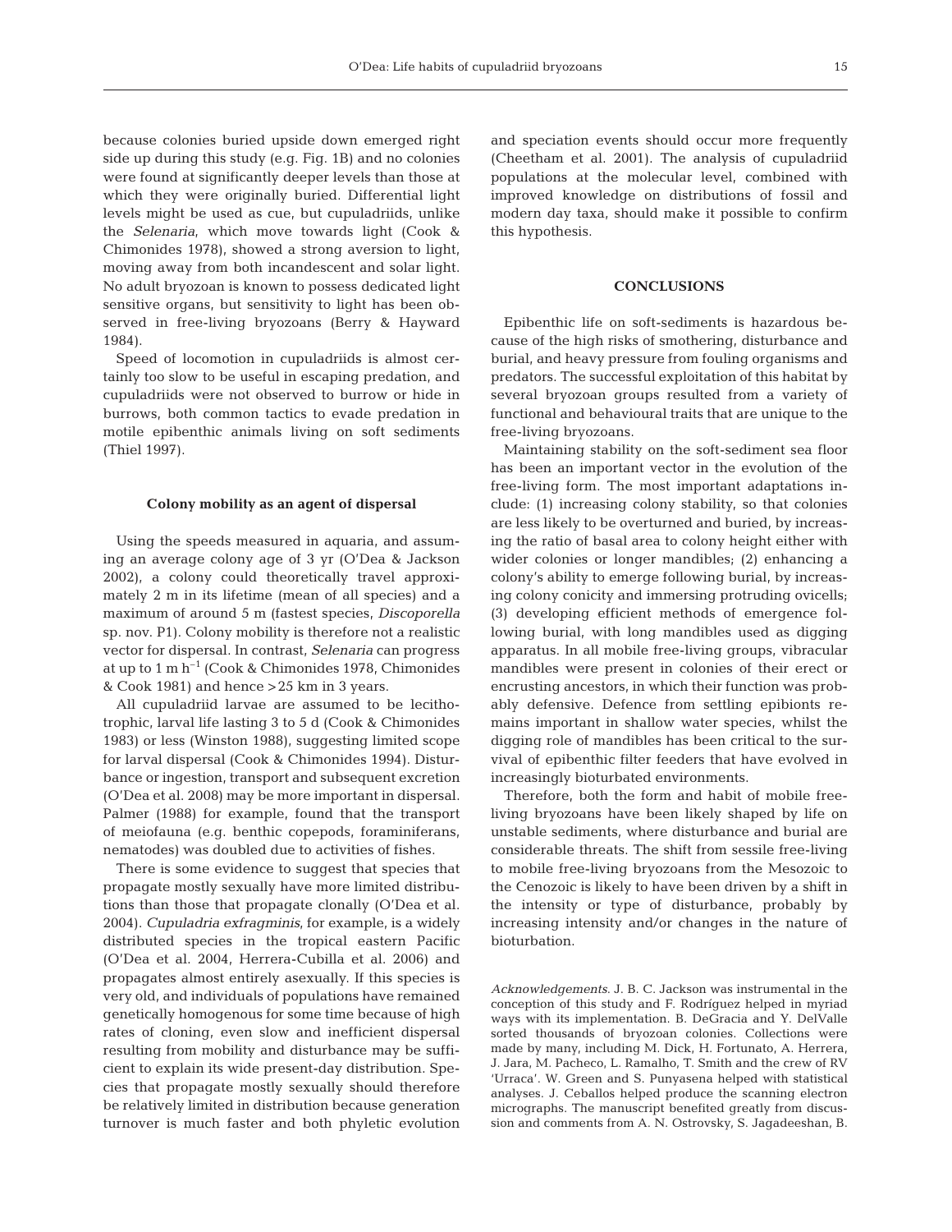because colonies buried upside down emerged right side up during this study (e.g. Fig. 1B) and no colonies were found at significantly deeper levels than those at which they were originally buried. Differential light levels might be used as cue, but cupuladriids, unlike the *Selenaria*, which move towards light (Cook & Chimonides 1978), showed a strong aversion to light, moving away from both incandescent and solar light. No adult bryozoan is known to possess dedicated light sensitive organs, but sensitivity to light has been observed in free-living bryozoans (Berry & Hayward 1984).

Speed of locomotion in cupuladriids is almost certainly too slow to be useful in escaping predation, and cupuladriids were not observed to burrow or hide in burrows, both common tactics to evade predation in motile epibenthic animals living on soft sediments (Thiel 1997).

### Colony mobility as an agent of dispersal

Using the speeds measured in aquaria, and assuming an average colony age of 3 yr (O'Dea & Jackson 2002), a colony could theoretically travel approximately 2 m in its lifetime (mean of all species) and a maximum of around 5 m (fastest species, *Discoporella* sp. nov. P1). Colony mobility is therefore not a realistic vector for dispersal. In contrast, *Selenaria* can progress at up to 1 m $h^{-1}$ (Cook & Chimonides 1978, Chimonides & Cook 1981) and hence >25 km in 3 years.

All cupuladriid larvae are assumed to be lecithotrophic, larval life lasting 3 to 5 d (Cook & Chimonides 1983) or less (Winston 1988), suggesting limited scope for larval dispersal (Cook & Chimonides 1994). Disturbance or ingestion, transport and subsequent excretion (O'Dea et al. 2008) may be more important in dispersal. Palmer (1988) for example, found that the transport of meiofauna (e.g. benthic copepods, foraminiferans, nematodes) was doubled due to activities of fishes.

There is some evidence to suggest that species that propagate mostly sexually have more limited distributions than those that propagate clonally (O'Dea et al. 2004). *Cupuladria exfragminis*, for example, is a widely distributed species in the tropical eastern Pacific (O'Dea et al. 2004, Herrera-Cubilla et al. 2006) and propagates almost entirely asexually. If this species is very old, and individuals of populations have remained genetically homogenous for some time because of high rates of cloning, even slow and inefficient dispersal resulting from mobility and disturbance may be sufficient to explain its wide present-day distribution. Species that propagate mostly sexually should therefore be relatively limited in distribution because generation turnover is much faster and both phyletic evolution and speciation events should occur more frequently (Cheetham et al. 2001). The analysis of cupuladriid populations at the molecular level, combined with improved knowledge on distributions of fossil and modern day taxa, should make it possible to confirm this hypothesis.

## CONCLUSIONS

Epibenthic life on soft-sediments is hazardous because of the high risks of smothering, disturbance and burial, and heavy pressure from fouling organisms and predators. The successful exploitation of this habitat by several bryozoan groups resulted from a variety of functional and behavioural traits that are unique to the free-living bryozoans.

Maintaining stability on the soft-sediment sea floor has been an important vector in the evolution of the free-living form. The most important adaptations include: (1) increasing colony stability, so that colonies are less likely to be overturned and buried, by increasing the ratio of basal area to colony height either with wider colonies or longer mandibles; (2) enhancing a colony's ability to emerge following burial, by increasing colony conicity and immersing protruding ovicells; (3) developing efficient methods of emergence following burial, with long mandibles used as digging apparatus. In all mobile free-living groups, vibracular mandibles were present in colonies of their erect or encrusting ancestors, in which their function was probably defensive. Defence from settling epibionts remains important in shallow water species, whilst the digging role of mandibles has been critical to the survival of epibenthic filter feeders that have evolved in increasingly bioturbated environments.

Therefore, both the form and habit of mobile free-living bryozoans have been likely shaped by life on unstable sediments, where disturbance and burial are considerable threats. The shift from sessile free-living to mobile free-living bryozoans from the Mesozoic to the Cenozoic is likely to have been driven by a shift in the intensity or type of disturbance, probably by increasing intensity and/or changes in the nature of bioturbation.

*Acknowledgements*. J. B. C. Jackson was instrumental in the conception of this study and F. Rodríguez helped in myriad ways with its implementation. B. DeGracia and Y. DelValle sorted thousands of bryozoan colonies. Collections were made by many, including M. Dick, H. Fortunato, A. Herrera, J. Jara, M. Pacheco, L. Ramalho, T. Smith and the crew of RV 'Urraca'. W. Green and S. Punyasena helped with statistical analyses. J. Ceballos helped produce the scanning electron micrographs. The manuscript benefited greatly from discussion and comments from A. N. Ostrovsky, S. Jagadeeshan, B.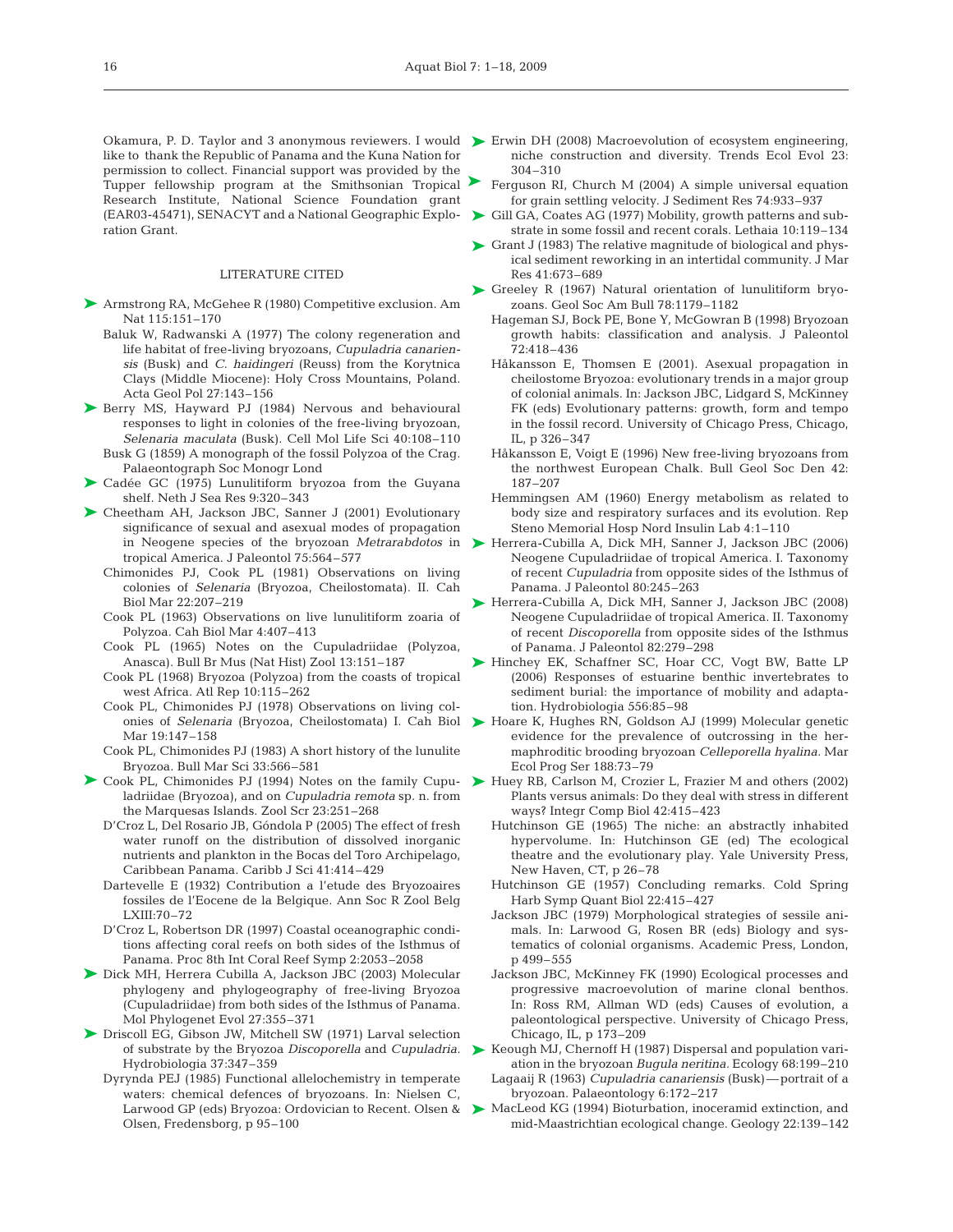Okamura, P. D. Taylor and 3 anonymous reviewers. I would like to thank the Republic of Panama and the Kuna Nation for permission to collect. Financial support was provided by the Tupper fellowship program at the Smithsonian Tropical Research Institute, National Science Foundation grant (EAR03-45471), SENACYT and a National Geographic Exploration Grant.

## LITERATURE CITED

Armstrong RA, McGehee R (1980) Competitive exclusion. Am Nat 115:151–170

Baluk W, Radwanski A (1977) The colony regeneration and life habitat of free-living bryozoans, *Cupuladria canariensis* (Busk) and *C. haidingeri* (Reuss) from the Korytnica Clays (Middle Miocene): Holy Cross Mountains, Poland. Acta Geol Pol 27:143–156

Berry MS, Hayward PJ (1984) Nervous and behavioural responses to light in colonies of the free-living bryozoan, *Selenaria maculata* (Busk). Cell Mol Life Sci 40:108–110

Busk G (1859) A monograph of the fossil Polyzoa of the Crag. Palaeontograph Soc Monogr Lond

Cadée GC (1975) Lunulitiform bryozoa from the Guyana shelf. Neth J Sea Res 9:320–343

Cheetham AH, Jackson JBC, Sanner J (2001) Evolutionary significance of sexual and asexual modes of propagation in Neogene species of the bryozoan *Metrarabdotos* in tropical America. J Paleontol 75:564–577

Chimonides PJ, Cook PL (1981) Observations on living colonies of *Selenaria* (Bryozoa, Cheilostomata). II. Cah Biol Mar 22:207–219

Cook PL (1963) Observations on live lunulitiform zoaria of Polyzoa. Cah Biol Mar 4:407–413

Cook PL (1965) Notes on the Cupuladriidae (Polyzoa, Anasca). Bull Br Mus (Nat Hist) Zool 13:151–187

Cook PL (1968) Bryozoa (Polyzoa) from the coasts of tropical west Africa. Atl Rep 10:115–262

Cook PL, Chimonides PJ (1978) Observations on living colonies of *Selenaria* (Bryozoa, Cheilostomata) I. Cah Biol Mar 19:147–158

Cook PL, Chimonides PJ (1983) A short history of the lunulite Bryozoa. Bull Mar Sci 33:566–581

Cook PL, Chimonides PJ (1994) Notes on the family Cupuladriidae (Bryozoa), and on *Cupuladria remota* sp. n. from the Marquesas Islands. Zool Scr 23:251–268

D'Croz L, Del Rosario JB, Góndola P (2005) The effect of fresh water runoff on the distribution of dissolved inorganic nutrients and plankton in the Bocas del Toro Archipelago, Caribbean Panama. Caribb J Sci 41:414–429

Dartevelle E (1932) Contribution a l'etude des Bryozoaires fossiles de l'Eocene de la Belgique. Ann Soc R Zool Belg LXIII:70–72

D'Croz L, Robertson DR (1997) Coastal oceanographic conditions affecting coral reefs on both sides of the Isthmus of Panama. Proc 8th Int Coral Reef Symp 2:2053–2058

Dick MH, Herrera Cubilla A, Jackson JBC (2003) Molecular phylogeny and phylogeography of free-living Bryozoa (Cupuladriidae) from both sides of the Isthmus of Panama. Mol Phylogenet Evol 27:355–371

Driscoll EG, Gibson JW, Mitchell SW (1971) Larval selection of substrate by the Bryozoa *Discoporella* and *Cupuladria.* Hydrobiologia 37:347–359

Dyrynda PEJ (1985) Functional allelochemistry in temperate waters: chemical defences of bryozoans. In: Nielsen C, Larwood GP (eds) Bryozoa: Ordovician to Recent. Olsen & Olsen, Fredensborg, p 95–100

Erwin DH (2008) Macroevolution of ecosystem engineering, niche construction and diversity. Trends Ecol Evol 23: 304–310

Ferguson RI, Church M (2004) A simple universal equation for grain settling velocity. J Sediment Res 74:933–937

Gill GA, Coates AG (1977) Mobility, growth patterns and substrate in some fossil and recent corals. Lethaia 10:119–134

Grant J (1983) The relative magnitude of biological and physical sediment reworking in an intertidal community. J Mar Res 41:673–689

Greeley R (1967) Natural orientation of lunulitiform bryozoans. Geol Soc Am Bull 78:1179–1182

Hageman SJ, Bock PE, Bone Y, McGowran B (1998) Bryozoan growth habits: classification and analysis. J Paleontol 72:418–436

Håkansson E, Thomsen E (2001). Asexual propagation in cheilostome Bryozoa: evolutionary trends in a major group of colonial animals. In: Jackson JBC, Lidgard S, McKinney FK (eds) Evolutionary patterns: growth, form and tempo in the fossil record. University of Chicago Press, Chicago, IL, p 326–347

Håkansson E, Voigt E (1996) New free-living bryozoans from the northwest European Chalk. Bull Geol Soc Den 42: 187–207

Hemmingsen AM (1960) Energy metabolism as related to body size and respiratory surfaces and its evolution. Rep Steno Memorial Hosp Nord Insulin Lab 4:1–110

Herrera-Cubilla A, Dick MH, Sanner J, Jackson JBC (2006) Neogene Cupuladriidae of tropical America. I. Taxonomy of recent *Cupuladria* from opposite sides of the Isthmus of Panama. J Paleontol 80:245–263

Herrera-Cubilla A, Dick MH, Sanner J, Jackson JBC (2008) Neogene Cupuladriidae of tropical America. II. Taxonomy of recent *Discoporella* from opposite sides of the Isthmus of Panama. J Paleontol 82:279–298

Hinchey EK, Schaffner SC, Hoar CC, Vogt BW, Batte LP (2006) Responses of estuarine benthic invertebrates to sediment burial: the importance of mobility and adaptation. Hydrobiologia 556:85–98

Hoare K, Hughes RN, Goldson AJ (1999) Molecular genetic evidence for the prevalence of outcrossing in the hermaphroditic brooding bryozoan *Celleporella hyalina.* Mar Ecol Prog Ser 188:73–79

Huey RB, Carlson M, Crozier L, Frazier M and others (2002) Plants versus animals: Do they deal with stress in different ways? Integr Comp Biol 42:415–423

Hutchinson GE (1965) The niche: an abstractly inhabited hypervolume. In: Hutchinson GE (ed) The ecological theatre and the evolutionary play. Yale University Press, New Haven, CT, p 26–78

Hutchinson GE (1957) Concluding remarks. Cold Spring Harb Symp Quant Biol 22:415–427

Jackson JBC (1979) Morphological strategies of sessile animals. In: Larwood G, Rosen BR (eds) Biology and systematics of colonial organisms. Academic Press, London, p 499–555

Jackson JBC, McKinney FK (1990) Ecological processes and progressive macroevolution of marine clonal benthos. In: Ross RM, Allman WD (eds) Causes of evolution, a paleontological perspective. University of Chicago Press, Chicago, IL, p 173–209

Keough MJ, Chernoff H (1987) Dispersal and population variation in the bryozoan *Bugula neritina.* Ecology 68:199–210

Lagaaij R (1963) *Cupuladria canariensis* (Busk)—portrait of a bryozoan. Palaeontology 6:172–217

MacLeod KG (1994) Bioturbation, inoceramid extinction, and mid-Maastrichtian ecological change. Geology 22:139–142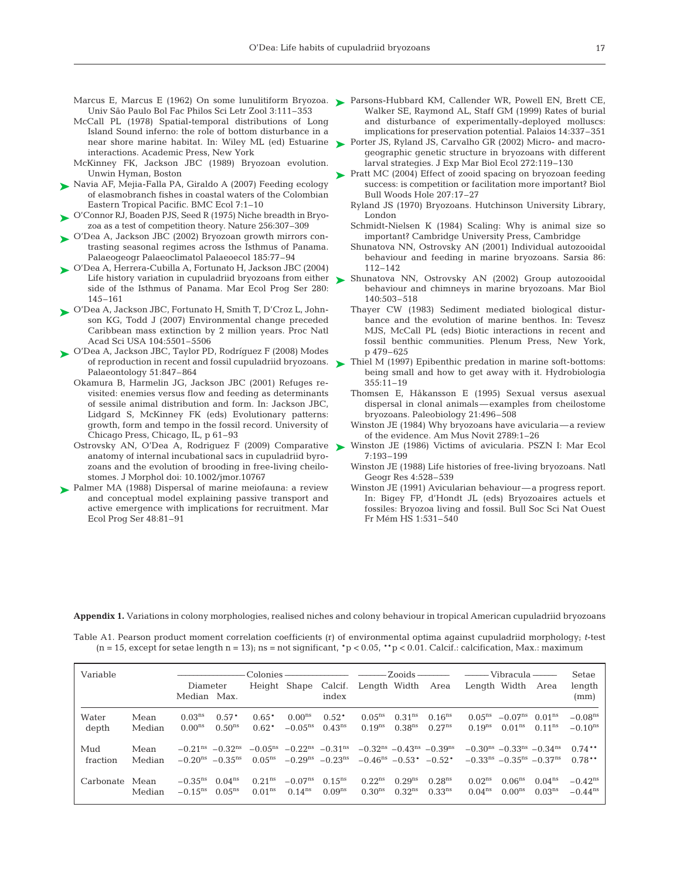Marcus E, Marcus E (1962) On some lunulitiform Bryozoa. Univ São Paulo Bol Fac Philos Sci Letr Zool 3:111–353

McCall PL (1978) Spatial-temporal distributions of Long Island Sound inferno: the role of bottom disturbance in a near shore marine habitat. In: Wiley ML (ed) Estuarine interactions. Academic Press, New York

McKinney FK, Jackson JBC (1989) Bryozoan evolution. Unwin Hyman, Boston

Navia AF, Mejia-Falla PA, Giraldo A (2007) Feeding ecology of elasmobranch fishes in coastal waters of the Colombian Eastern Tropical Pacific. BMC Ecol 7:1–10

O'Connor RJ, Boaden PJS, Seed R (1975) Niche breadth in Bryozoa as a test of competition theory. Nature 256:307–309

O'Dea A, Jackson JBC (2002) Bryozoan growth mirrors contrasting seasonal regimes across the Isthmus of Panama. Palaeogeogr Palaeoclimatol Palaeoecol 185:77–94

O'Dea A, Herrera-Cubilla A, Fortunato H, Jackson JBC (2004) Life history variation in cupuladriid bryozoans from either side of the Isthmus of Panama. Mar Ecol Prog Ser 280: 145–161

O'Dea A, Jackson JBC, Fortunato H, Smith T, D'Croz L, Johnson KG, Todd J (2007) Environmental change preceded Caribbean mass extinction by 2 million years. Proc Natl Acad Sci USA 104:5501–5506

O'Dea A, Jackson JBC, Taylor PD, Rodríguez F (2008) Modes of reproduction in recent and fossil cupuladriid bryozoans. Palaeontology 51:847–864

Okamura B, Harmelin JG, Jackson JBC (2001) Refuges revisited: enemies versus flow and feeding as determinants of sessile animal distribution and form. In: Jackson JBC, Lidgard S, McKinney FK (eds) Evolutionary patterns: growth, form and tempo in the fossil record. University of Chicago Press, Chicago, IL, p 61–93

Ostrovsky AN, O'Dea A, Rodriguez F (2009) Comparative anatomy of internal incubational sacs in cupuladriid byrozoans and the evolution of brooding in free-living cheilostomes. J Morphol doi: 10.1002/jmor.10767

Palmer MA (1988) Dispersal of marine meiofauna: a review and conceptual model explaining passive transport and active emergence with implications for recruitment. Mar Ecol Prog Ser 48:81–91

Parsons-Hubbard KM, Callender WR, Powell EN, Brett CE, Walker SE, Raymond AL, Staff GM (1999) Rates of burial and disturbance of experimentally-deployed molluscs: implications for preservation potential. Palaios 14:337–351

Porter JS, Ryland JS, Carvalho GR (2002) Micro- and macrogeographic genetic structure in bryozoans with different larval strategies. J Exp Mar Biol Ecol 272:119–130

Pratt MC (2004) Effect of zooid spacing on bryozoan feeding success: is competition or facilitation more important? Biol Bull Woods Hole 207:17–27

Ryland JS (1970) Bryozoans. Hutchinson University Library, London

Schmidt-Nielsen K (1984) Scaling: Why is animal size so important? Cambridge University Press, Cambridge

Shunatova NN, Ostrovsky AN (2001) Individual autozooidal behaviour and feeding in marine bryozoans. Sarsia 86: 112–142

Shunatova NN, Ostrovsky AN (2002) Group autozooidal behaviour and chimneys in marine bryozoans. Mar Biol 140:503–518

Thayer CW (1983) Sediment mediated biological disturbance and the evolution of marine benthos. In: Tevesz MJS, McCall PL (eds) Biotic interactions in recent and fossil benthic communities. Plenum Press, New York, p 479–625

Thiel M (1997) Epibenthic predation in marine soft-bottoms: being small and how to get away with it. Hydrobiologia 355:11–19

Thomsen E, Håkansson E (1995) Sexual versus asexual dispersal in clonal animals — examples from cheilostome bryozoans. Paleobiology 21:496–508

Winston JE (1984) Why bryozoans have avicularia — a review of the evidence. Am Mus Novit 2789:1–26

Winston JE (1986) Victims of avicularia. PSZN I: Mar Ecol 7:193–199

Winston JE (1988) Life histories of free-living bryozoans. Natl Geogr Res 4:528–539

Winston JE (1991) Avicularian behaviour — a progress report. In: Bigey FP, d'Hondt JL (eds) Bryozoaires actuels et fossiles: Bryozoa living and fossil. Bull Soc Sci Nat Ouest Fr Mém HS 1:531–540

**Appendix 1.** Variations in colony morphologies, realised niches and colony behaviour in tropical American cupuladriid bryozoans

Table A1. Pearson product moment correlation coefficients (r) of environmental optima against cupuladriid morphology; *t*-test (n = 15, except for setae length n = 13); ns = not significant, $^{*}p < 0.05$, $^{**}p < 0.01$. Calcif.: calcification, Max.: maximum

| Variable | | Colonies | | | | | Zooids | | | Vibracula | | | Setae |
|---|---|---|---|---|---|---|---|---|---|---|---|---|---|
| | | Diameter Median | Diameter Max. | Height | Shape | Calcif. index | Length | Width | Area | Length | Width | Area | length (mm) |
| Water depth | Mean | $0.03^{ns}$ | $0.57^{*}$ | $0.65^{*}$ | $0.00^{ns}$ | $0.52^{*}$ | $0.05^{ns}$ | $0.31^{ns}$ | $0.16^{ns}$ | $0.05^{ns}$ | $-0.07^{ns}$ | $0.01^{ns}$ | $-0.08^{ns}$ |
| | Median | $0.00^{ns}$ | $0.50^{ns}$ | $0.62^{*}$ | $-0.05^{ns}$ | $0.43^{ns}$ | $0.19^{ns}$ | $0.38^{ns}$ | $0.27^{ns}$ | $0.19^{ns}$ | $0.01^{ns}$ | $0.11^{ns}$ | $-0.10^{ns}$ |
| Mud fraction | Mean | $-0.21^{ns}$ | $-0.32^{ns}$ | $-0.05^{ns}$ | $-0.22^{ns}$ | $-0.31^{ns}$ | $-0.32^{ns}$ | $-0.43^{ns}$ | $-0.39^{ns}$ | $-0.30^{ns}$ | $-0.33^{ns}$ | $-0.34^{ns}$ | $0.74^{**}$ |
| | Median | $-0.20^{ns}$ | $-0.35^{ns}$ | $0.05^{ns}$ | $-0.29^{ns}$ | $-0.23^{ns}$ | $-0.46^{ns}$ | $-0.53^{*}$ | $-0.52^{*}$ | $-0.33^{ns}$ | $-0.35^{ns}$ | $-0.37^{ns}$ | $0.78^{**}$ |
| Carbonate | Mean | $-0.35^{ns}$ | $0.04^{ns}$ | $0.21^{ns}$ | $-0.07^{ns}$ | $0.15^{ns}$ | $0.22^{ns}$ | $0.29^{ns}$ | $0.28^{ns}$ | $0.02^{ns}$ | $0.06^{ns}$ | $0.04^{ns}$ | $-0.42^{ns}$ |
| | Median | $-0.15^{ns}$ | $0.05^{ns}$ | $0.01^{ns}$ | $0.14^{ns}$ | $0.09^{ns}$ | $0.30^{ns}$ | $0.32^{ns}$ | $0.33^{ns}$ | $0.04^{ns}$ | $0.00^{ns}$ | $0.03^{ns}$ | $-0.44^{ns}$ |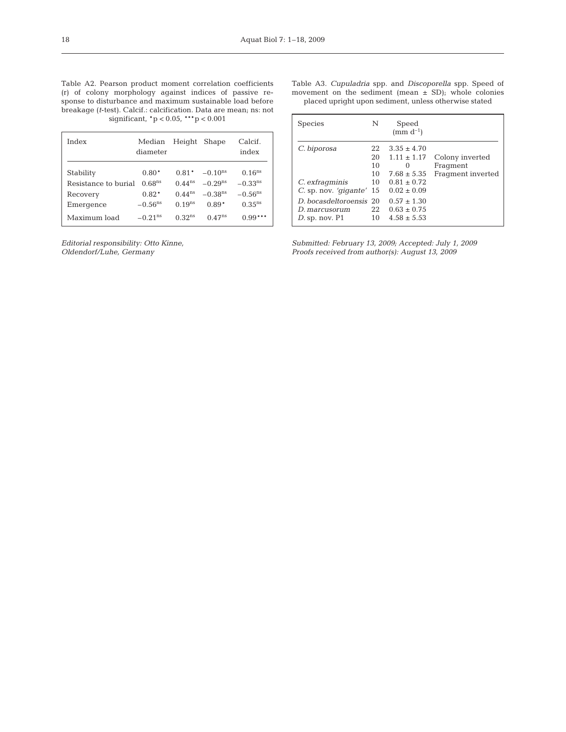Table A2. Pearson product moment correlation coefficients (r) of colony morphology against indices of passive response to disturbance and maximum sustainable load before breakage (*t*-test). Calcif.: calcification. Data are mean; ns: not significant, *p < 0.05, ***p < 0.001

| Index | Median diameter | Height | Shape | Calcif. index |
|---|---|---|---|---|
| Stability | 0.80* | 0.81* | −0.10[ns] | 0.16[ns] |
| Resistance to burial | 0.68[ns] | 0.44[ns] | −0.29[ns] | −0.33[ns] |
| Recovery | 0.82* | 0.44[ns] | −0.38[ns] | −0.56[ns] |
| Emergence | −0.56[ns] | 0.19[ns] | 0.89* | 0.35[ns] |
| Maximum load | −0.21[ns] | 0.32[ns] | 0.47[ns] | 0.99*** |

Table A3. *Cupuladria* spp. and *Discoporella* spp. Speed of movement on the sediment (mean ± SD); whole colonies placed upright upon sediment, unless otherwise stated

| Species | N | Speed ($mm\ d^{-1}$) | |
|---|---|---|---|
| *C. biporosa* | 22 | 3.35 ± 4.70 | |
| | 20 | 1.11 ± 1.17 | Colony inverted |
| | 10 | 0 | Fragment |
| | 10 | 7.68 ± 5.35 | Fragment inverted |
| *C. exfragminis* | 10 | 0.81 ± 0.72 | |
| *C.* sp. nov. *'gigante'* | 15 | 0.02 ± 0.09 | |
| *D. bocasdeltoroensis* | 20 | 0.57 ± 1.30 | |
| *D. marcusorum* | 22 | 0.63 ± 0.75 | |
| *D.* sp. nov. P1 | 10 | 4.58 ± 5.53 | |

*Editorial responsibility: Otto Kinne, Oldendorf/Luhe, Germany*

*Submitted: February 13, 2009; Accepted: July 1, 2009*
*Proofs received from author(s): August 13, 2009*